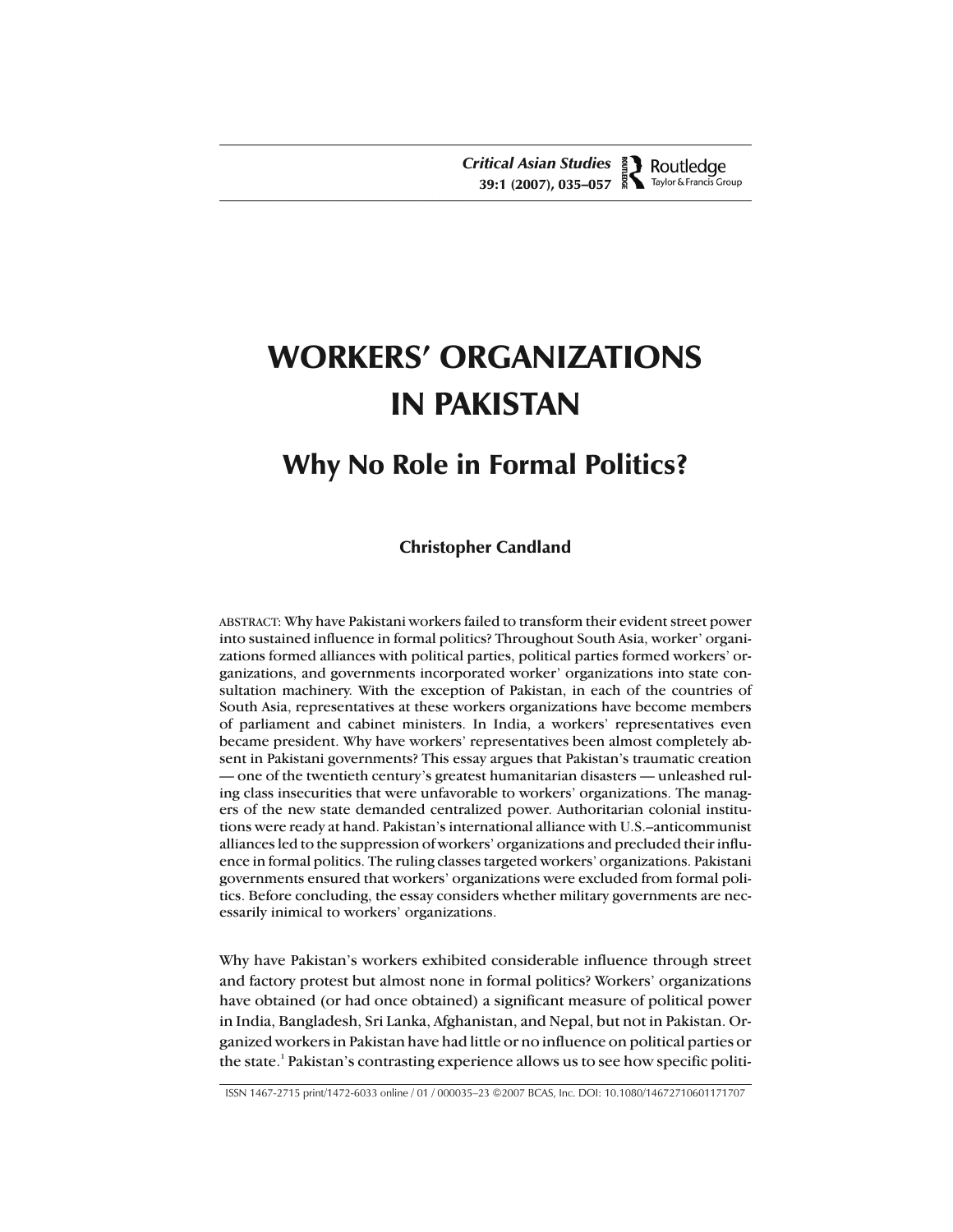# WORKERS' ORGANIZATIONS IN PAKISTAN

## Why No Role in Formal Politics?

**Christopher Candland**

ABSTRACT: Why have Pakistani workers failed to transform their evident street power into sustained influence in formal politics? Throughout South Asia, worker' organizations formed alliances with political parties, political parties formed workers' organizations, and governments incorporated worker' organizations into state consultation machinery. With the exception of Pakistan, in each of the countries of South Asia, representatives at these workers organizations have become members of parliament and cabinet ministers. In India, a workers' representatives even became president. Why have workers' representatives been almost completely absent in Pakistani governments? This essay argues that Pakistan's traumatic creation — one of the twentieth century's greatest humanitarian disasters — unleashed ruling class insecurities that were unfavorable to workers' organizations. The managers of the new state demanded centralized power. Authoritarian colonial institutions were ready at hand. Pakistan's international alliance with U.S.–anticommunist alliances led to the suppression of workers' organizations and precluded their influence in formal politics. The ruling classes targeted workers' organizations. Pakistani governments ensured that workers' organizations were excluded from formal politics. Before concluding, the essay considers whether military governments are necessarily inimical to workers' organizations.

Why have Pakistan's workers exhibited considerable influence through street and factory protest but almost none in formal politics? Workers' organizations have obtained (or had once obtained) a significant measure of political power in India, Bangladesh, Sri Lanka, Afghanistan, and Nepal, but not in Pakistan. Organized workers in Pakistan have had little or no influence on political parties or the state.[1] Pakistan's contrasting experience allows us to see how specific politi-

ISSN 1467-2715 print/1472-6033 online / 01 / 000035–23 ©2007 BCAS, Inc. DOI: 10.1080/14672710601171707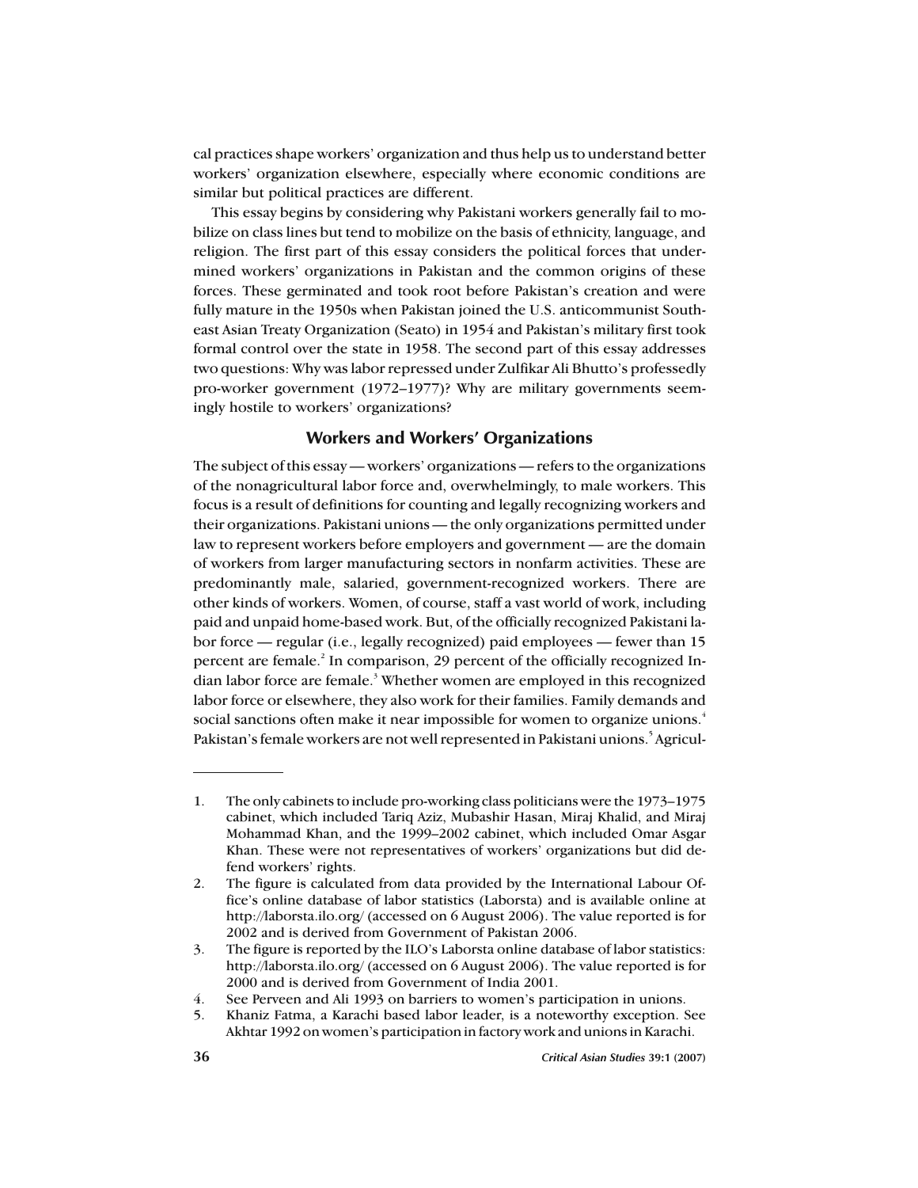cal practices shape workers' organization and thus help us to understand better workers' organization elsewhere, especially where economic conditions are similar but political practices are different.

This essay begins by considering why Pakistani workers generally fail to mobilize on class lines but tend to mobilize on the basis of ethnicity, language, and religion. The first part of this essay considers the political forces that undermined workers' organizations in Pakistan and the common origins of these forces. These germinated and took root before Pakistan's creation and were fully mature in the 1950s when Pakistan joined the U.S. anticommunist Southeast Asian Treaty Organization (Seato) in 1954 and Pakistan's military first took formal control over the state in 1958. The second part of this essay addresses two questions: Why was labor repressed under Zulfikar Ali Bhutto's professedly pro-worker government (1972–1977)? Why are military governments seemingly hostile to workers' organizations?

## Workers and Workers' Organizations

The subject of this essay — workers' organizations — refers to the organizations of the nonagricultural labor force and, overwhelmingly, to male workers. This focus is a result of definitions for counting and legally recognizing workers and their organizations. Pakistani unions — the only organizations permitted under law to represent workers before employers and government — are the domain of workers from larger manufacturing sectors in nonfarm activities. These are predominantly male, salaried, government-recognized workers. There are other kinds of workers. Women, of course, staff a vast world of work, including paid and unpaid home-based work. But, of the officially recognized Pakistani labor force — regular (i.e., legally recognized) paid employees — fewer than 15 percent are female.[2] In comparison, 29 percent of the officially recognized Indian labor force are female.[3] Whether women are employed in this recognized labor force or elsewhere, they also work for their families. Family demands and social sanctions often make it near impossible for women to organize unions.[4] Pakistan's female workers are not well represented in Pakistani unions.[5] Agricul-

---

1. The only cabinets to include pro-working class politicians were the 1973–1975 cabinet, which included Tariq Aziz, Mubashir Hasan, Miraj Khalid, and Miraj Mohammad Khan, and the 1999–2002 cabinet, which included Omar Asgar Khan. These were not representatives of workers' organizations but did defend workers' rights.
2. The figure is calculated from data provided by the International Labour Office's online database of labor statistics (Laborsta) and is available online at http://laborsta.ilo.org/ (accessed on 6 August 2006). The value reported is for 2002 and is derived from Government of Pakistan 2006.
3. The figure is reported by the ILO's Laborsta online database of labor statistics: http://laborsta.ilo.org/ (accessed on 6 August 2006). The value reported is for 2000 and is derived from Government of India 2001.
4. See Perveen and Ali 1993 on barriers to women's participation in unions.
5. Khaniz Fatma, a Karachi based labor leader, is a noteworthy exception. See Akhtar 1992 on women's participation in factory work and unions in Karachi.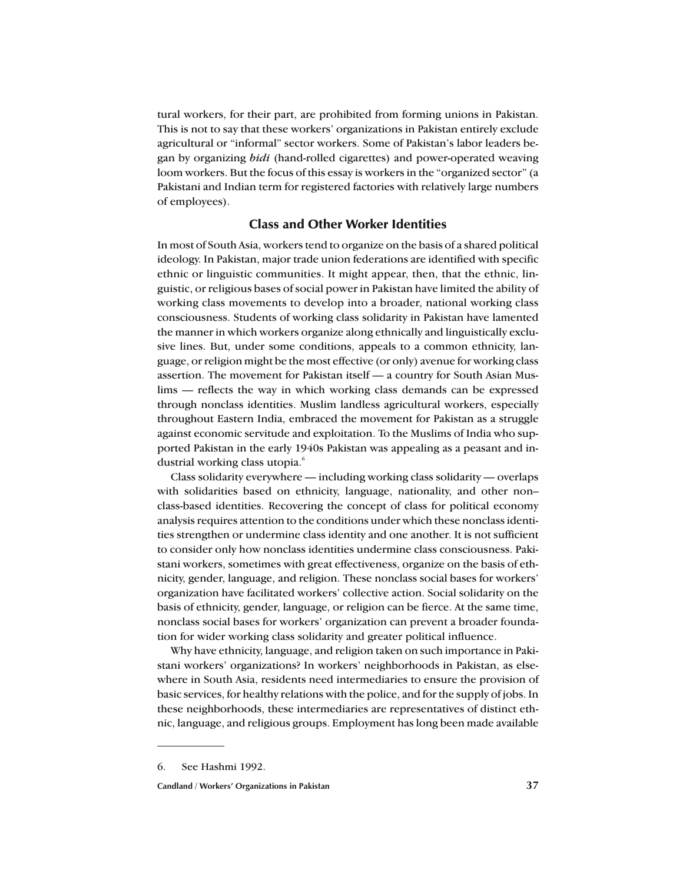tural workers, for their part, are prohibited from forming unions in Pakistan. This is not to say that these workers' organizations in Pakistan entirely exclude agricultural or "informal" sector workers. Some of Pakistan's labor leaders began by organizing *bidi* (hand-rolled cigarettes) and power-operated weaving loom workers. But the focus of this essay is workers in the "organized sector" (a Pakistani and Indian term for registered factories with relatively large numbers of employees).

## Class and Other Worker Identities

In most of South Asia, workers tend to organize on the basis of a shared political ideology. In Pakistan, major trade union federations are identified with specific ethnic or linguistic communities. It might appear, then, that the ethnic, linguistic, or religious bases of social power in Pakistan have limited the ability of working class movements to develop into a broader, national working class consciousness. Students of working class solidarity in Pakistan have lamented the manner in which workers organize along ethnically and linguistically exclusive lines. But, under some conditions, appeals to a common ethnicity, language, or religion might be the most effective (or only) avenue for working class assertion. The movement for Pakistan itself — a country for South Asian Muslims — reflects the way in which working class demands can be expressed through nonclass identities. Muslim landless agricultural workers, especially throughout Eastern India, embraced the movement for Pakistan as a struggle against economic servitude and exploitation. To the Muslims of India who supported Pakistan in the early 1940s Pakistan was appealing as a peasant and industrial working class utopia.[6]

Class solidarity everywhere — including working class solidarity — overlaps with solidarities based on ethnicity, language, nationality, and other non–class-based identities. Recovering the concept of class for political economy analysis requires attention to the conditions under which these nonclass identities strengthen or undermine class identity and one another. It is not sufficient to consider only how nonclass identities undermine class consciousness. Pakistani workers, sometimes with great effectiveness, organize on the basis of ethnicity, gender, language, and religion. These nonclass social bases for workers' organization have facilitated workers' collective action. Social solidarity on the basis of ethnicity, gender, language, or religion can be fierce. At the same time, nonclass social bases for workers' organization can prevent a broader foundation for wider working class solidarity and greater political influence.

Why have ethnicity, language, and religion taken on such importance in Pakistani workers' organizations? In workers' neighborhoods in Pakistan, as elsewhere in South Asia, residents need intermediaries to ensure the provision of basic services, for healthy relations with the police, and for the supply of jobs. In these neighborhoods, these intermediaries are representatives of distinct ethnic, language, and religious groups. Employment has long been made available

6. See Hashmi 1992.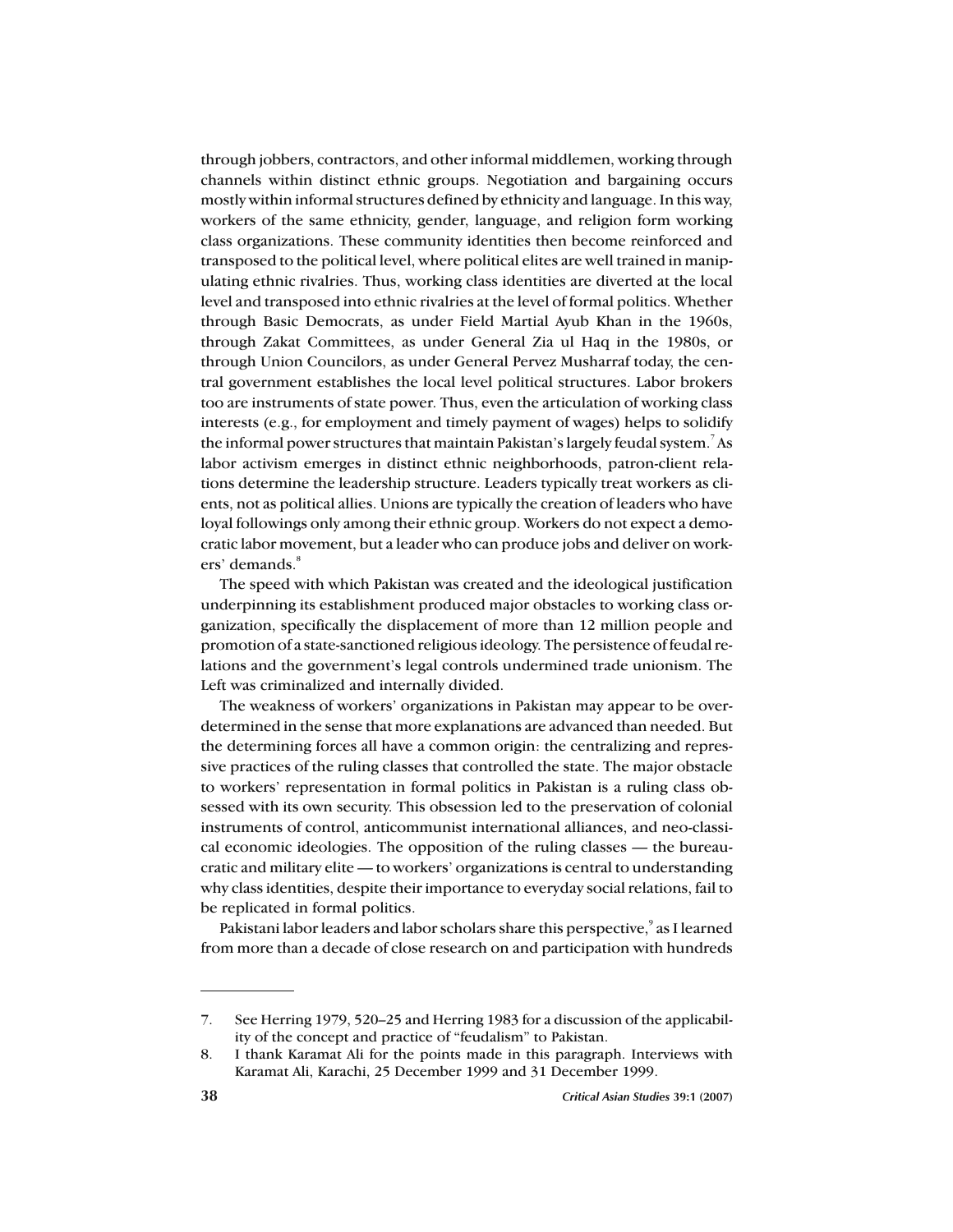through jobbers, contractors, and other informal middlemen, working through channels within distinct ethnic groups. Negotiation and bargaining occurs mostly within informal structures defined by ethnicity and language. In this way, workers of the same ethnicity, gender, language, and religion form working class organizations. These community identities then become reinforced and transposed to the political level, where political elites are well trained in manipulating ethnic rivalries. Thus, working class identities are diverted at the local level and transposed into ethnic rivalries at the level of formal politics. Whether through Basic Democrats, as under Field Martial Ayub Khan in the 1960s, through Zakat Committees, as under General Zia ul Haq in the 1980s, or through Union Councilors, as under General Pervez Musharraf today, the central government establishes the local level political structures. Labor brokers too are instruments of state power. Thus, even the articulation of working class interests (e.g., for employment and timely payment of wages) helps to solidify the informal power structures that maintain Pakistan's largely feudal system.[7] As labor activism emerges in distinct ethnic neighborhoods, patron-client relations determine the leadership structure. Leaders typically treat workers as clients, not as political allies. Unions are typically the creation of leaders who have loyal followings only among their ethnic group. Workers do not expect a democratic labor movement, but a leader who can produce jobs and deliver on workers' demands.[8]

The speed with which Pakistan was created and the ideological justification underpinning its establishment produced major obstacles to working class organization, specifically the displacement of more than 12 million people and promotion of a state-sanctioned religious ideology. The persistence of feudal relations and the government's legal controls undermined trade unionism. The Left was criminalized and internally divided.

The weakness of workers' organizations in Pakistan may appear to be overdetermined in the sense that more explanations are advanced than needed. But the determining forces all have a common origin: the centralizing and repressive practices of the ruling classes that controlled the state. The major obstacle to workers' representation in formal politics in Pakistan is a ruling class obsessed with its own security. This obsession led to the preservation of colonial instruments of control, anticommunist international alliances, and neo-classical economic ideologies. The opposition of the ruling classes — the bureaucratic and military elite — to workers' organizations is central to understanding why class identities, despite their importance to everyday social relations, fail to be replicated in formal politics.

Pakistani labor leaders and labor scholars share this perspective,[9] as I learned from more than a decade of close research on and participation with hundreds

---

7. See Herring 1979, 520–25 and Herring 1983 for a discussion of the applicability of the concept and practice of "feudalism" to Pakistan.
8. I thank Karamat Ali for the points made in this paragraph. Interviews with Karamat Ali, Karachi, 25 December 1999 and 31 December 1999.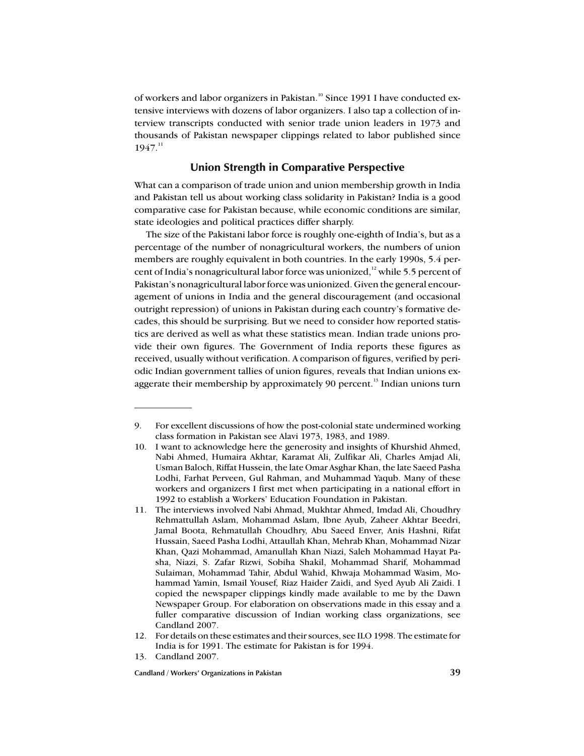of workers and labor organizers in Pakistan.[10] Since 1991 I have conducted extensive interviews with dozens of labor organizers. I also tap a collection of interview transcripts conducted with senior trade union leaders in 1973 and thousands of Pakistan newspaper clippings related to labor published since 1947.[11]

## Union Strength in Comparative Perspective

What can a comparison of trade union and union membership growth in India and Pakistan tell us about working class solidarity in Pakistan? India is a good comparative case for Pakistan because, while economic conditions are similar, state ideologies and political practices differ sharply.

The size of the Pakistani labor force is roughly one-eighth of India's, but as a percentage of the number of nonagricultural workers, the numbers of union members are roughly equivalent in both countries. In the early 1990s, 5.4 percent of India's nonagricultural labor force was unionized,[12] while 5.5 percent of Pakistan's nonagricultural labor force was unionized. Given the general encouragement of unions in India and the general discouragement (and occasional outright repression) of unions in Pakistan during each country's formative decades, this should be surprising. But we need to consider how reported statistics are derived as well as what these statistics mean. Indian trade unions provide their own figures. The Government of India reports these figures as received, usually without verification. A comparison of figures, verified by periodic Indian government tallies of union figures, reveals that Indian unions exaggerate their membership by approximately 90 percent.[13] Indian unions turn

---

9. For excellent discussions of how the post-colonial state undermined working class formation in Pakistan see Alavi 1973, 1983, and 1989.
10. I want to acknowledge here the generosity and insights of Khurshid Ahmed, Nabi Ahmed, Humaira Akhtar, Karamat Ali, Zulfikar Ali, Charles Amjad Ali, Usman Baloch, Riffat Hussein, the late Omar Asghar Khan, the late Saeed Pasha Lodhi, Farhat Perveen, Gul Rahman, and Muhammad Yaqub. Many of these workers and organizers I first met when participating in a national effort in 1992 to establish a Workers' Education Foundation in Pakistan.
11. The interviews involved Nabi Ahmad, Mukhtar Ahmed, Imdad Ali, Choudhry Rehmattullah Aslam, Mohammad Aslam, Ibne Ayub, Zaheer Akhtar Beedri, Jamal Boota, Rehmatullah Choudhry, Abu Saeed Enver, Anis Hashni, Rifat Hussain, Saeed Pasha Lodhi, Attaullah Khan, Mehrab Khan, Mohammad Nizar Khan, Qazi Mohammad, Amanullah Khan Niazi, Saleh Mohammad Hayat Pasha, Niazi, S. Zafar Rizwi, Sobiha Shakil, Mohammad Sharif, Mohammad Sulaiman, Mohammad Tahir, Abdul Wahid, Khwaja Mohammad Wasim, Mohammad Yamin, Ismail Yousef, Riaz Haider Zaidi, and Syed Ayub Ali Zaidi. I copied the newspaper clippings kindly made available to me by the Dawn Newspaper Group. For elaboration on observations made in this essay and a fuller comparative discussion of Indian working class organizations, see Candland 2007.
12. For details on these estimates and their sources, see ILO 1998. The estimate for India is for 1991. The estimate for Pakistan is for 1994.
13. Candland 2007.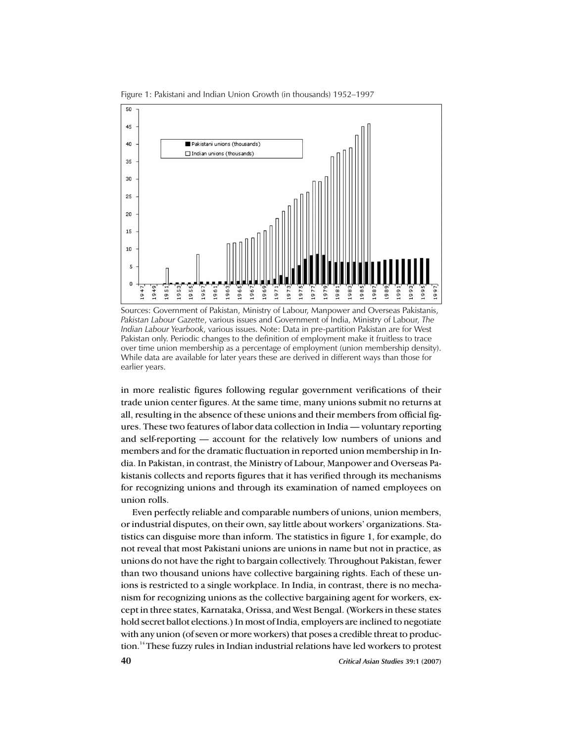Figure 1: Pakistani and Indian Union Growth (in thousands) 1952–1997

50
45
40
35
30
25
20
15
10
5
0

■ Pakistani unions (thousands)
□ Indian unions (thousands)

1947 1949 1951 1953 1955 1957 1961 1963 1965 1967 1969 1971 1973 1975 1977 1979 1981 1983 1985 1987 1989 1991 1993 1995 1997

Sources: Government of Pakistan, Ministry of Labour, Manpower and Overseas Pakistanis, *Pakistan Labour Gazette*, various issues and Government of India, Ministry of Labour, *The Indian Labour Yearbook*, various issues. Note: Data in pre-partition Pakistan are for West Pakistan only. Periodic changes to the definition of employment make it fruitless to trace over time union membership as a percentage of employment (union membership density). While data are available for later years these are derived in different ways than those for earlier years.

in more realistic figures following regular government verifications of their trade union center figures. At the same time, many unions submit no returns at all, resulting in the absence of these unions and their members from official figures. These two features of labor data collection in India — voluntary reporting and self-reporting — account for the relatively low numbers of unions and members and for the dramatic fluctuation in reported union membership in India. In Pakistan, in contrast, the Ministry of Labour, Manpower and Overseas Pakistanis collects and reports figures that it has verified through its mechanisms for recognizing unions and through its examination of named employees on union rolls.

Even perfectly reliable and comparable numbers of unions, union members, or industrial disputes, on their own, say little about workers' organizations. Statistics can disguise more than inform. The statistics in figure 1, for example, do not reveal that most Pakistani unions are unions in name but not in practice, as unions do not have the right to bargain collectively. Throughout Pakistan, fewer than two thousand unions have collective bargaining rights. Each of these unions is restricted to a single workplace. In India, in contrast, there is no mechanism for recognizing unions as the collective bargaining agent for workers, except in three states, Karnataka, Orissa, and West Bengal. (Workers in these states hold secret ballot elections.) In most of India, employers are inclined to negotiate with any union (of seven or more workers) that poses a credible threat to production.[14] These fuzzy rules in Indian industrial relations have led workers to protest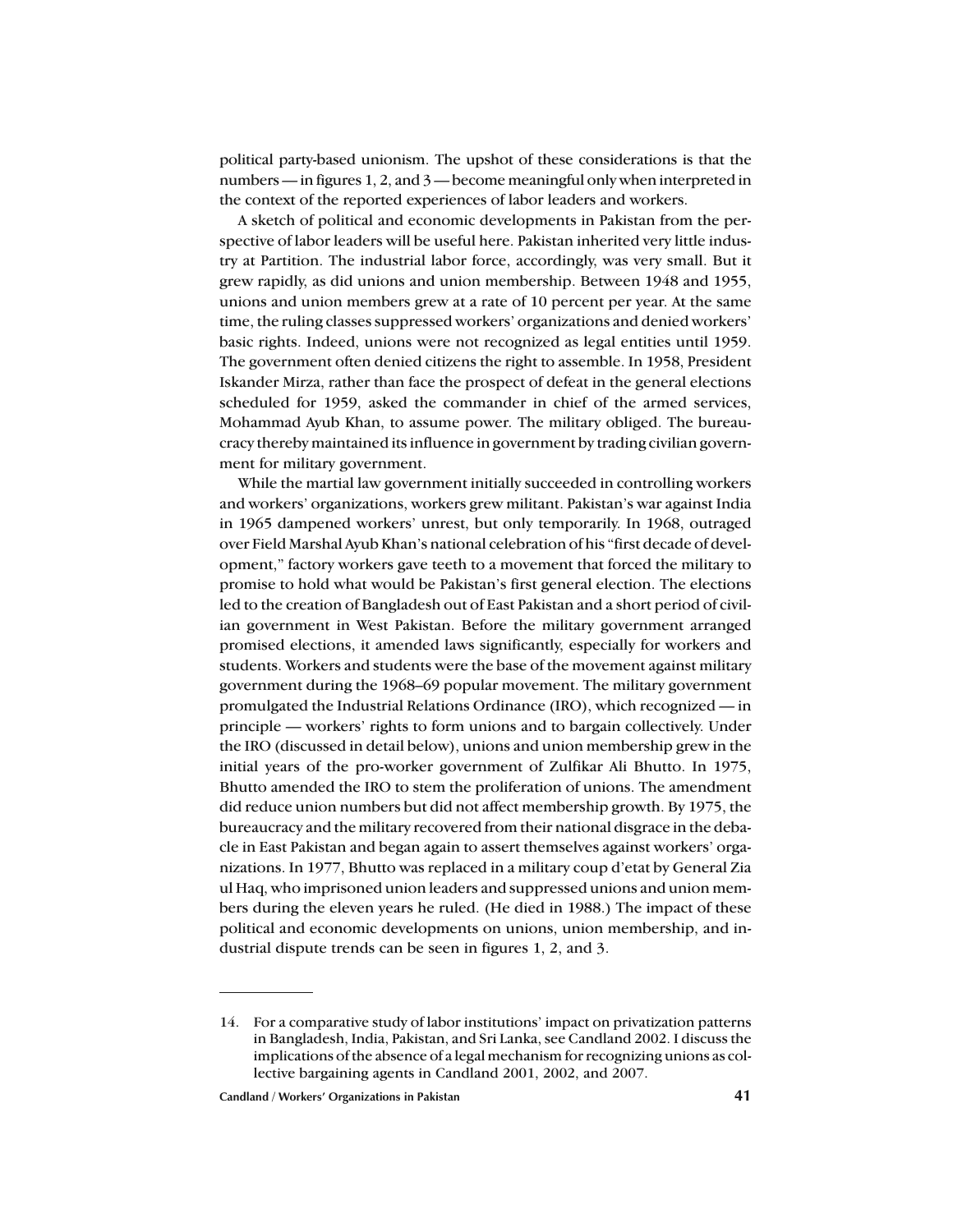political party-based unionism. The upshot of these considerations is that the numbers — in figures 1, 2, and 3 — become meaningful only when interpreted in the context of the reported experiences of labor leaders and workers.

A sketch of political and economic developments in Pakistan from the perspective of labor leaders will be useful here. Pakistan inherited very little industry at Partition. The industrial labor force, accordingly, was very small. But it grew rapidly, as did unions and union membership. Between 1948 and 1955, unions and union members grew at a rate of 10 percent per year. At the same time, the ruling classes suppressed workers' organizations and denied workers' basic rights. Indeed, unions were not recognized as legal entities until 1959. The government often denied citizens the right to assemble. In 1958, President Iskander Mirza, rather than face the prospect of defeat in the general elections scheduled for 1959, asked the commander in chief of the armed services, Mohammad Ayub Khan, to assume power. The military obliged. The bureaucracy thereby maintained its influence in government by trading civilian government for military government.

While the martial law government initially succeeded in controlling workers and workers' organizations, workers grew militant. Pakistan's war against India in 1965 dampened workers' unrest, but only temporarily. In 1968, outraged over Field Marshal Ayub Khan's national celebration of his "first decade of development," factory workers gave teeth to a movement that forced the military to promise to hold what would be Pakistan's first general election. The elections led to the creation of Bangladesh out of East Pakistan and a short period of civilian government in West Pakistan. Before the military government arranged promised elections, it amended laws significantly, especially for workers and students. Workers and students were the base of the movement against military government during the 1968–69 popular movement. The military government promulgated the Industrial Relations Ordinance (IRO), which recognized — in principle — workers' rights to form unions and to bargain collectively. Under the IRO (discussed in detail below), unions and union membership grew in the initial years of the pro-worker government of Zulfikar Ali Bhutto. In 1975, Bhutto amended the IRO to stem the proliferation of unions. The amendment did reduce union numbers but did not affect membership growth. By 1975, the bureaucracy and the military recovered from their national disgrace in the debacle in East Pakistan and began again to assert themselves against workers' organizations. In 1977, Bhutto was replaced in a military coup d'etat by General Zia ul Haq, who imprisoned union leaders and suppressed unions and union members during the eleven years he ruled. (He died in 1988.) The impact of these political and economic developments on unions, union membership, and industrial dispute trends can be seen in figures 1, 2, and 3.

---

14. For a comparative study of labor institutions' impact on privatization patterns in Bangladesh, India, Pakistan, and Sri Lanka, see Candland 2002. I discuss the implications of the absence of a legal mechanism for recognizing unions as collective bargaining agents in Candland 2001, 2002, and 2007.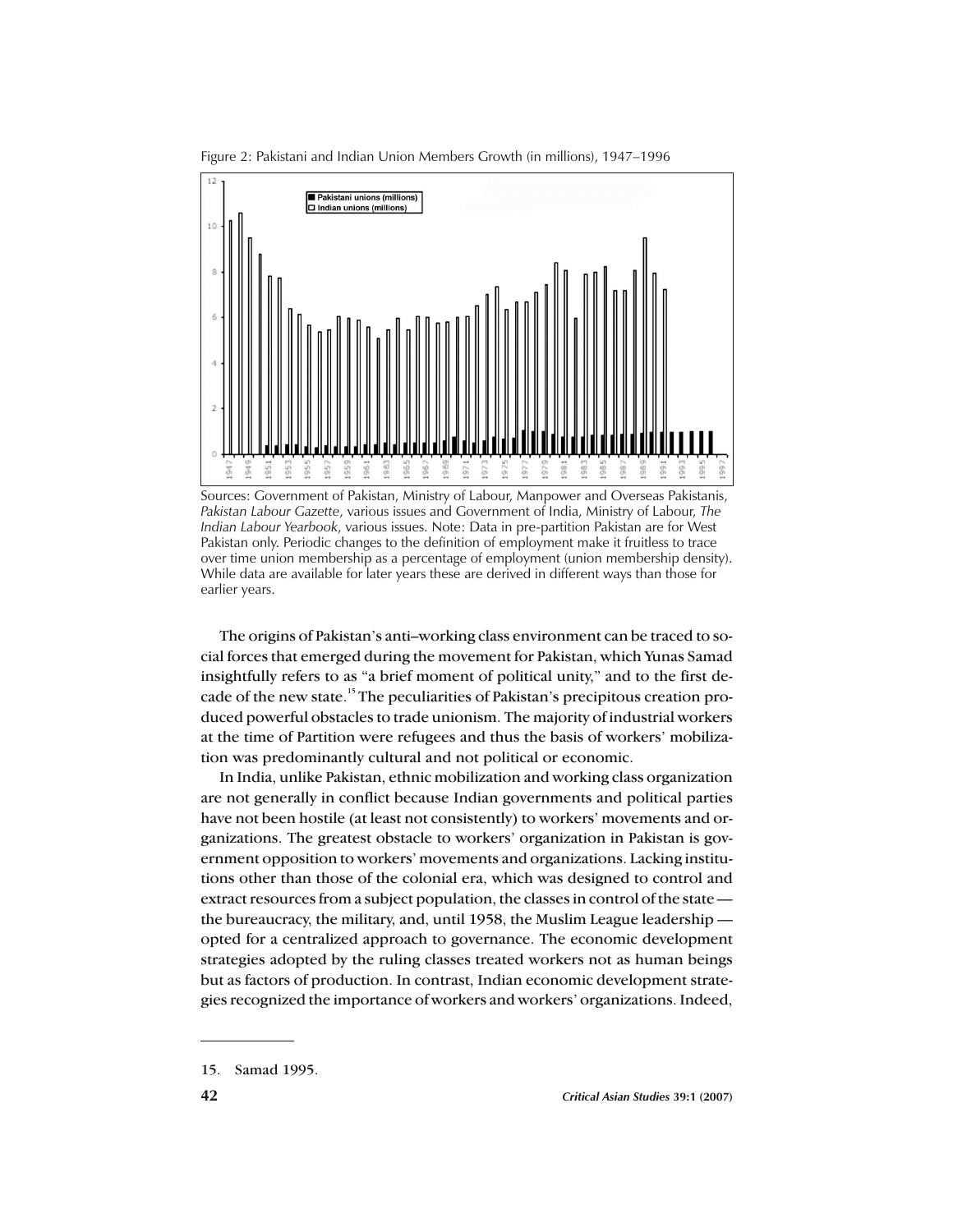Figure 2: Pakistani and Indian Union Members Growth (in millions), 1947–1996

Sources: Government of Pakistan, Ministry of Labour, Manpower and Overseas Pakistanis, *Pakistan Labour Gazette*, various issues and Government of India, Ministry of Labour, *The Indian Labour Yearbook*, various issues. Note: Data in pre-partition Pakistan are for West Pakistan only. Periodic changes to the definition of employment make it fruitless to trace over time union membership as a percentage of employment (union membership density). While data are available for later years these are derived in different ways than those for earlier years.

The origins of Pakistan's anti–working class environment can be traced to social forces that emerged during the movement for Pakistan, which Yunas Samad insightfully refers to as "a brief moment of political unity," and to the first decade of the new state.[15] The peculiarities of Pakistan's precipitous creation produced powerful obstacles to trade unionism. The majority of industrial workers at the time of Partition were refugees and thus the basis of workers' mobilization was predominantly cultural and not political or economic.

In India, unlike Pakistan, ethnic mobilization and working class organization are not generally in conflict because Indian governments and political parties have not been hostile (at least not consistently) to workers' movements and organizations. The greatest obstacle to workers' organization in Pakistan is government opposition to workers' movements and organizations. Lacking institutions other than those of the colonial era, which was designed to control and extract resources from a subject population, the classes in control of the state — the bureaucracy, the military, and, until 1958, the Muslim League leadership — opted for a centralized approach to governance. The economic development strategies adopted by the ruling classes treated workers not as human beings but as factors of production. In contrast, Indian economic development strategies recognized the importance of workers and workers' organizations. Indeed,

15. Samad 1995.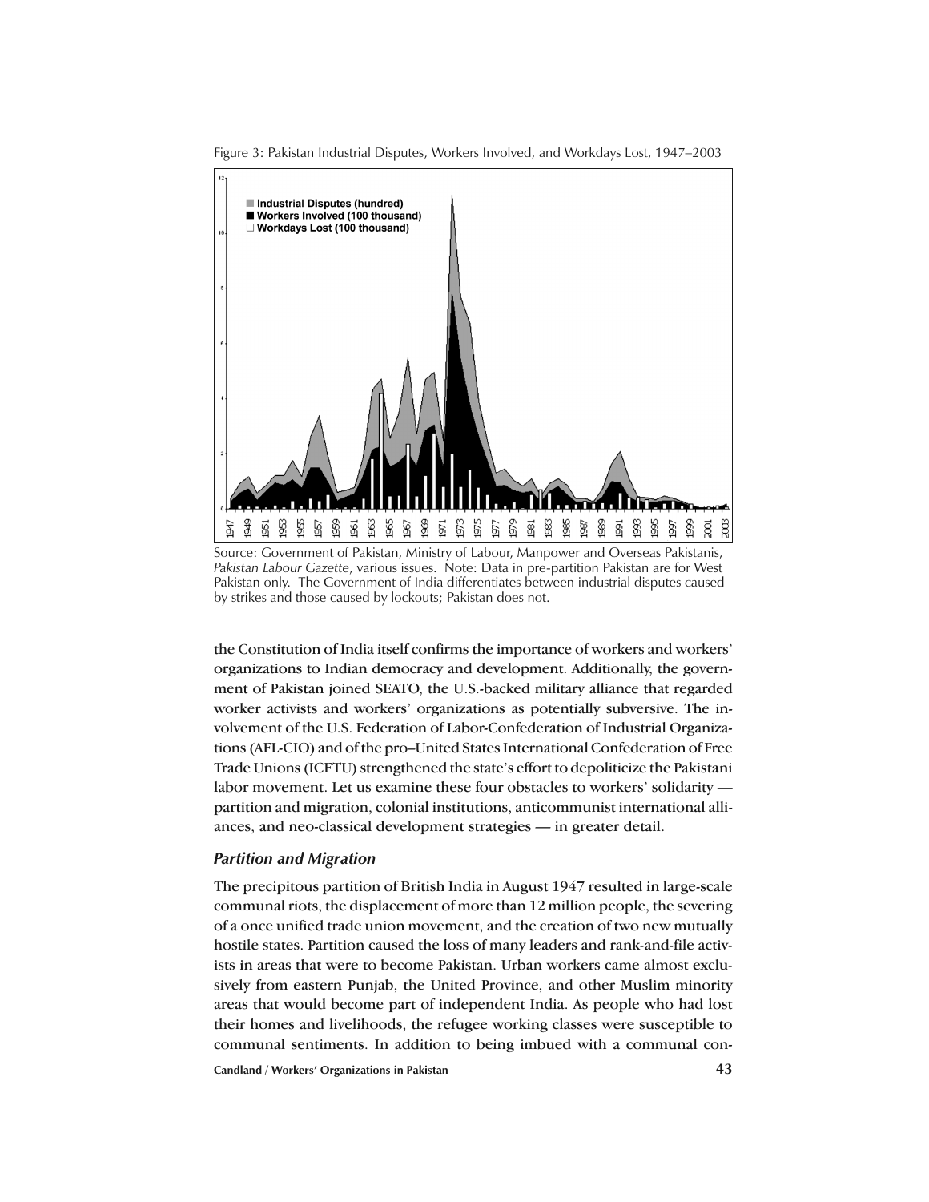Figure 3: Pakistan Industrial Disputes, Workers Involved, and Workdays Lost, 1947–2003

Source: Government of Pakistan, Ministry of Labour, Manpower and Overseas Pakistanis, *Pakistan Labour Gazette*, various issues. Note: Data in pre-partition Pakistan are for West Pakistan only. The Government of India differentiates between industrial disputes caused by strikes and those caused by lockouts; Pakistan does not.

the Constitution of India itself confirms the importance of workers and workers' organizations to Indian democracy and development. Additionally, the government of Pakistan joined SEATO, the U.S.-backed military alliance that regarded worker activists and workers' organizations as potentially subversive. The involvement of the U.S. Federation of Labor-Confederation of Industrial Organizations (AFL-CIO) and of the pro–United States International Confederation of Free Trade Unions (ICFTU) strengthened the state's effort to depoliticize the Pakistani labor movement. Let us examine these four obstacles to workers' solidarity — partition and migration, colonial institutions, anticommunist international alliances, and neo-classical development strategies — in greater detail.

### *Partition and Migration*

The precipitous partition of British India in August 1947 resulted in large-scale communal riots, the displacement of more than 12 million people, the severing of a once unified trade union movement, and the creation of two new mutually hostile states. Partition caused the loss of many leaders and rank-and-file activists in areas that were to become Pakistan. Urban workers came almost exclusively from eastern Punjab, the United Province, and other Muslim minority areas that would become part of independent India. As people who had lost their homes and livelihoods, the refugee working classes were susceptible to communal sentiments. In addition to being imbued with a communal con-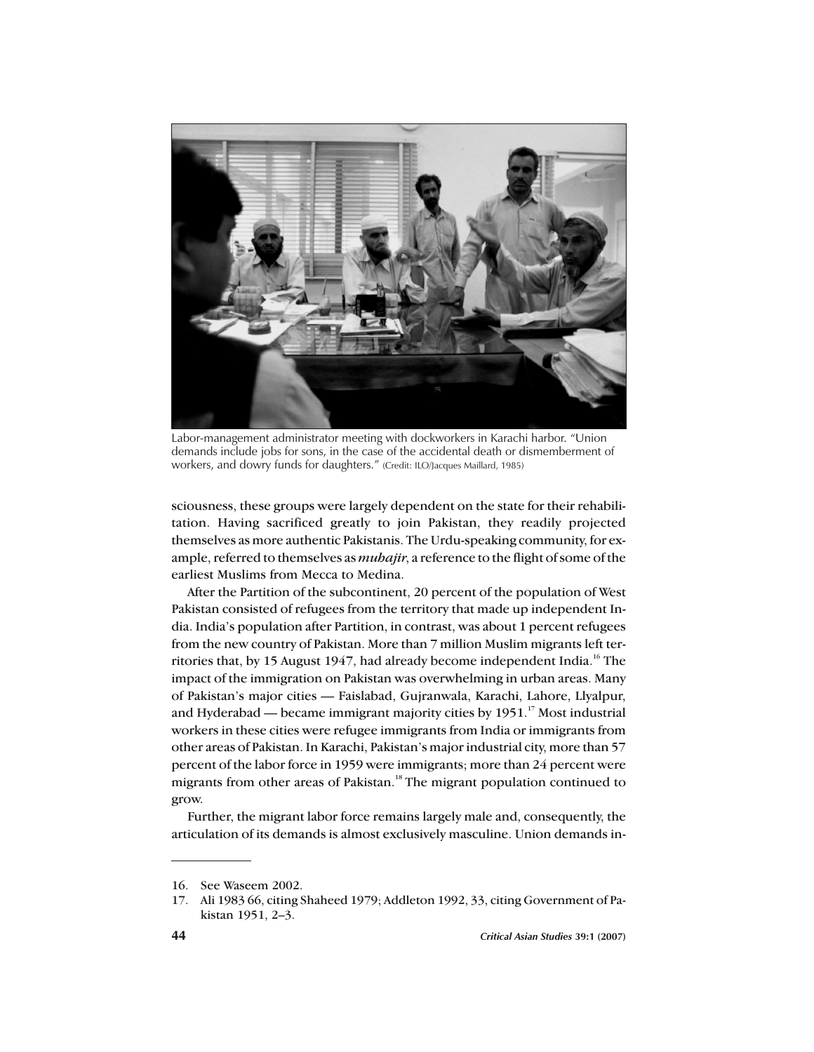Labor-management administrator meeting with dockworkers in Karachi harbor. "Union demands include jobs for sons, in the case of the accidental death or dismemberment of workers, and dowry funds for daughters." (Credit: ILO/Jacques Maillard, 1985)

sciousness, these groups were largely dependent on the state for their rehabilitation. Having sacrificed greatly to join Pakistan, they readily projected themselves as more authentic Pakistanis. The Urdu-speaking community, for example, referred to themselves as ***muhajir***, a reference to the flight of some of the earliest Muslims from Mecca to Medina.

After the Partition of the subcontinent, 20 percent of the population of West Pakistan consisted of refugees from the territory that made up independent India. India's population after Partition, in contrast, was about 1 percent refugees from the new country of Pakistan. More than 7 million Muslim migrants left territories that, by 15 August 1947, had already become independent India.[16] The impact of the immigration on Pakistan was overwhelming in urban areas. Many of Pakistan's major cities — Faislabad, Gujranwala, Karachi, Lahore, Llyalpur, and Hyderabad — became immigrant majority cities by 1951.[17] Most industrial workers in these cities were refugee immigrants from India or immigrants from other areas of Pakistan. In Karachi, Pakistan's major industrial city, more than 57 percent of the labor force in 1959 were immigrants; more than 24 percent were migrants from other areas of Pakistan.[18] The migrant population continued to grow.

Further, the migrant labor force remains largely male and, consequently, the articulation of its demands is almost exclusively masculine. Union demands in-

---

16. See Waseem 2002.
17. Ali 1983 66, citing Shaheed 1979; Addleton 1992, 33, citing Government of Pakistan 1951, 2–3.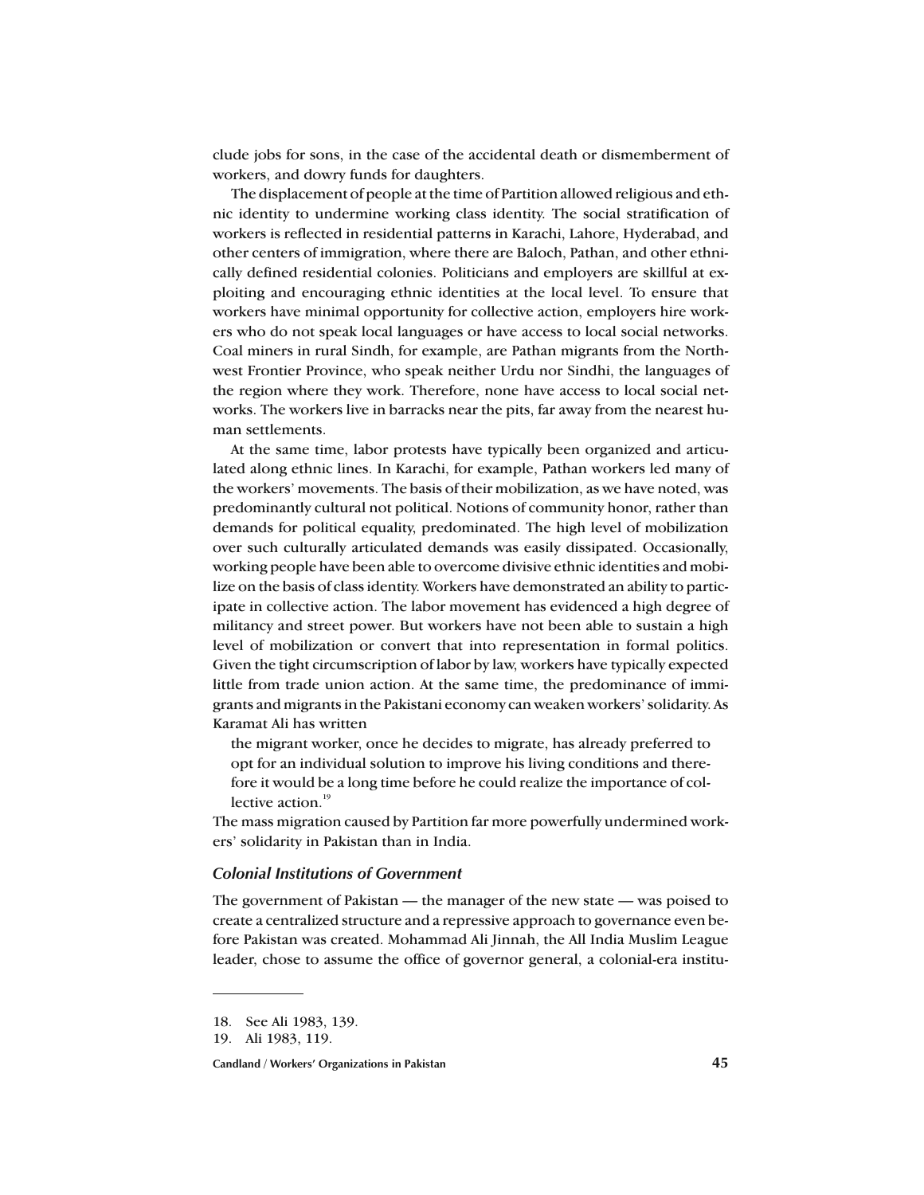clude jobs for sons, in the case of the accidental death or dismemberment of workers, and dowry funds for daughters.

The displacement of people at the time of Partition allowed religious and ethnic identity to undermine working class identity. The social stratification of workers is reflected in residential patterns in Karachi, Lahore, Hyderabad, and other centers of immigration, where there are Baloch, Pathan, and other ethnically defined residential colonies. Politicians and employers are skillful at exploiting and encouraging ethnic identities at the local level. To ensure that workers have minimal opportunity for collective action, employers hire workers who do not speak local languages or have access to local social networks. Coal miners in rural Sindh, for example, are Pathan migrants from the Northwest Frontier Province, who speak neither Urdu nor Sindhi, the languages of the region where they work. Therefore, none have access to local social networks. The workers live in barracks near the pits, far away from the nearest human settlements.

At the same time, labor protests have typically been organized and articulated along ethnic lines. In Karachi, for example, Pathan workers led many of the workers' movements. The basis of their mobilization, as we have noted, was predominantly cultural not political. Notions of community honor, rather than demands for political equality, predominated. The high level of mobilization over such culturally articulated demands was easily dissipated. Occasionally, working people have been able to overcome divisive ethnic identities and mobilize on the basis of class identity. Workers have demonstrated an ability to participate in collective action. The labor movement has evidenced a high degree of militancy and street power. But workers have not been able to sustain a high level of mobilization or convert that into representation in formal politics. Given the tight circumscription of labor by law, workers have typically expected little from trade union action. At the same time, the predominance of immigrants and migrants in the Pakistani economy can weaken workers' solidarity. As Karamat Ali has written

> the migrant worker, once he decides to migrate, has already preferred to opt for an individual solution to improve his living conditions and therefore it would be a long time before he could realize the importance of collective action.[19]

The mass migration caused by Partition far more powerfully undermined workers' solidarity in Pakistan than in India.

### *Colonial Institutions of Government*

The government of Pakistan — the manager of the new state — was poised to create a centralized structure and a repressive approach to governance even before Pakistan was created. Mohammad Ali Jinnah, the All India Muslim League leader, chose to assume the office of governor general, a colonial-era institu-

---

18. See Ali 1983, 139.
19. Ali 1983, 119.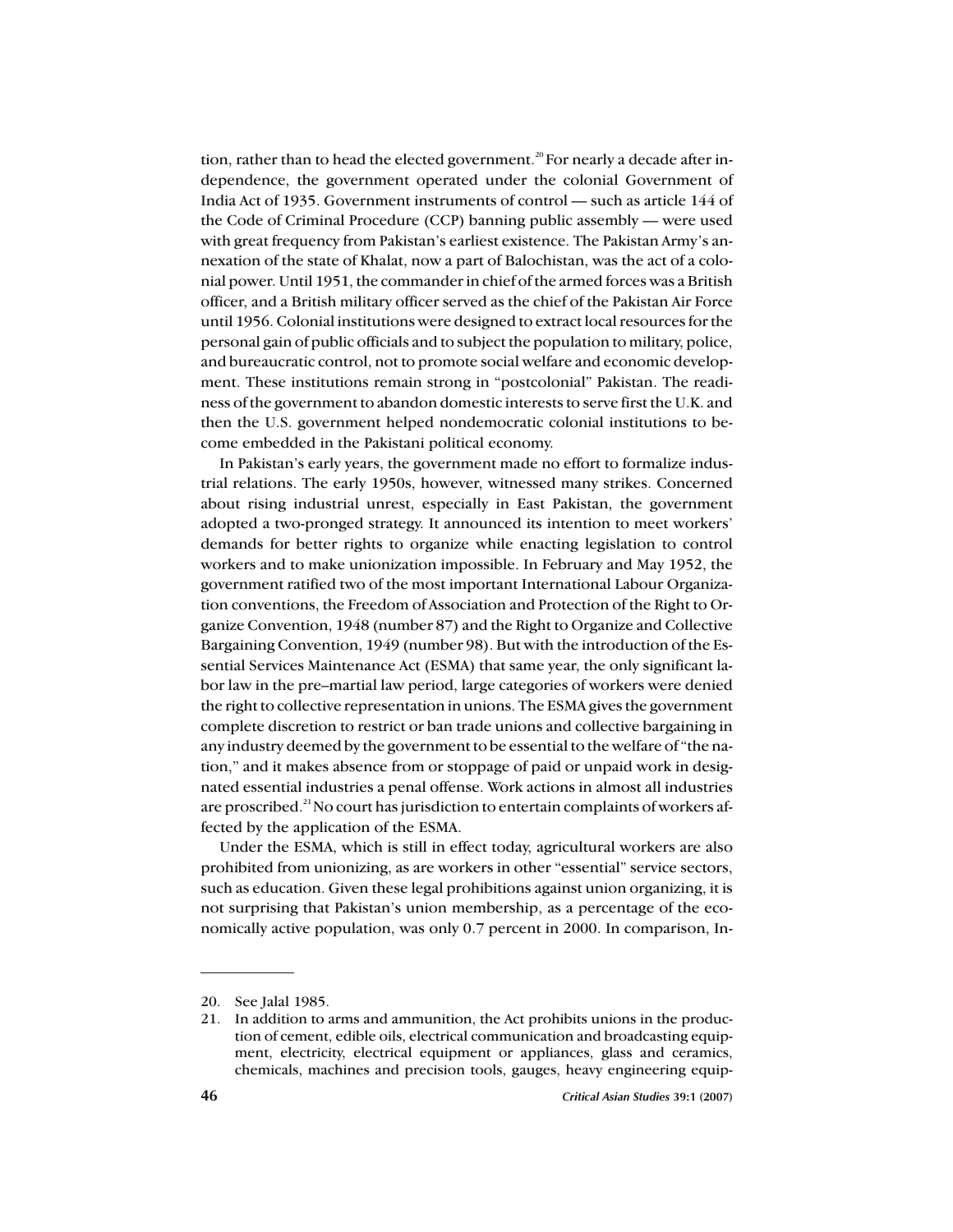tion, rather than to head the elected government.[20] For nearly a decade after independence, the government operated under the colonial Government of India Act of 1935. Government instruments of control — such as article 144 of the Code of Criminal Procedure (CCP) banning public assembly — were used with great frequency from Pakistan's earliest existence. The Pakistan Army's annexation of the state of Khalat, now a part of Balochistan, was the act of a colonial power. Until 1951, the commander in chief of the armed forces was a British officer, and a British military officer served as the chief of the Pakistan Air Force until 1956. Colonial institutions were designed to extract local resources for the personal gain of public officials and to subject the population to military, police, and bureaucratic control, not to promote social welfare and economic development. These institutions remain strong in "postcolonial" Pakistan. The readiness of the government to abandon domestic interests to serve first the U.K. and then the U.S. government helped nondemocratic colonial institutions to become embedded in the Pakistani political economy.

In Pakistan's early years, the government made no effort to formalize industrial relations. The early 1950s, however, witnessed many strikes. Concerned about rising industrial unrest, especially in East Pakistan, the government adopted a two-pronged strategy. It announced its intention to meet workers' demands for better rights to organize while enacting legislation to control workers and to make unionization impossible. In February and May 1952, the government ratified two of the most important International Labour Organization conventions, the Freedom of Association and Protection of the Right to Organize Convention, 1948 (number 87) and the Right to Organize and Collective Bargaining Convention, 1949 (number 98). But with the introduction of the Essential Services Maintenance Act (ESMA) that same year, the only significant labor law in the pre–martial law period, large categories of workers were denied the right to collective representation in unions. The ESMA gives the government complete discretion to restrict or ban trade unions and collective bargaining in any industry deemed by the government to be essential to the welfare of "the nation," and it makes absence from or stoppage of paid or unpaid work in designated essential industries a penal offense. Work actions in almost all industries are proscribed.[21] No court has jurisdiction to entertain complaints of workers affected by the application of the ESMA.

Under the ESMA, which is still in effect today, agricultural workers are also prohibited from unionizing, as are workers in other "essential" service sectors, such as education. Given these legal prohibitions against union organizing, it is not surprising that Pakistan's union membership, as a percentage of the economically active population, was only 0.7 percent in 2000. In comparison, In-

20. See Jalal 1985.

21. In addition to arms and ammunition, the Act prohibits unions in the production of cement, edible oils, electrical communication and broadcasting equipment, electricity, electrical equipment or appliances, glass and ceramics, chemicals, machines and precision tools, gauges, heavy engineering equip-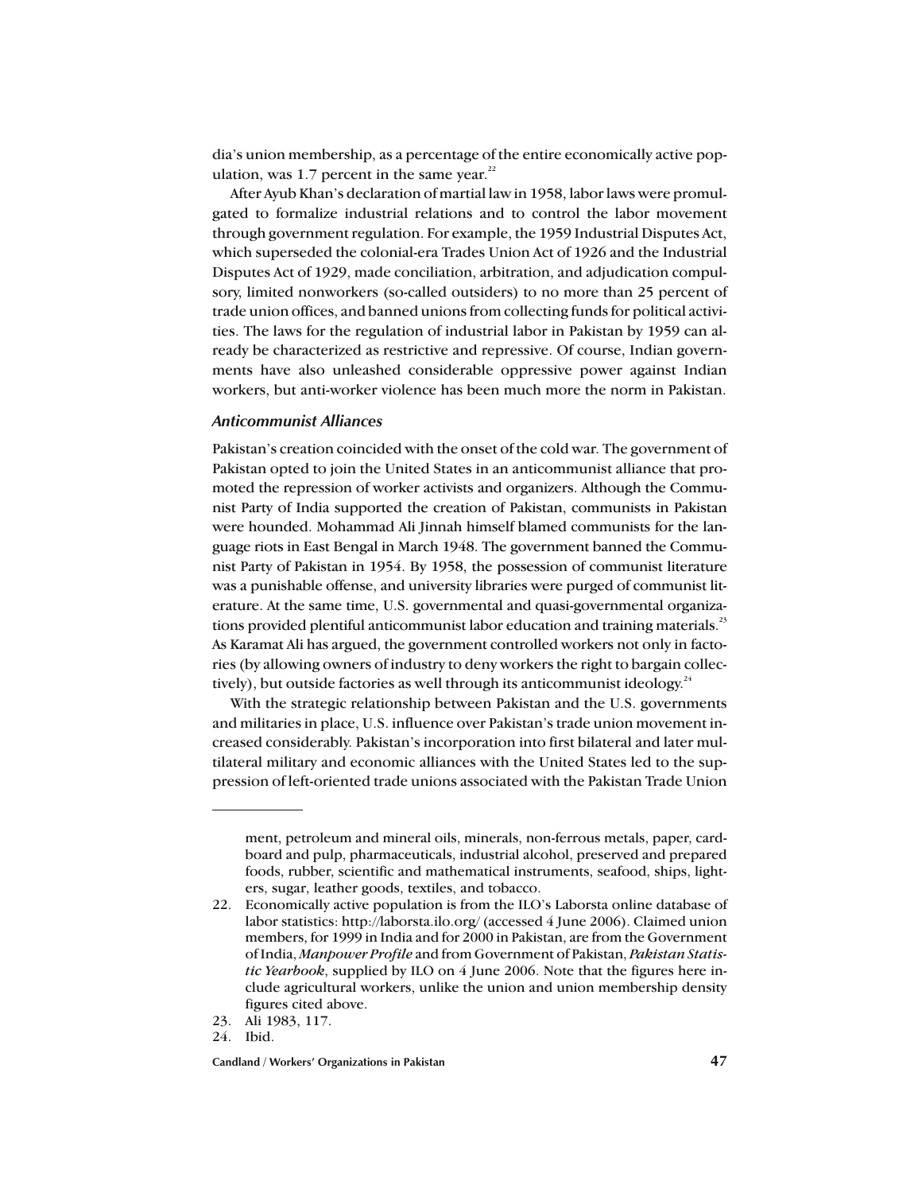dia's union membership, as a percentage of the entire economically active population, was 1.7 percent in the same year.[22]

After Ayub Khan's declaration of martial law in 1958, labor laws were promulgated to formalize industrial relations and to control the labor movement through government regulation. For example, the 1959 Industrial Disputes Act, which superseded the colonial-era Trades Union Act of 1926 and the Industrial Disputes Act of 1929, made conciliation, arbitration, and adjudication compulsory, limited nonworkers (so-called outsiders) to no more than 25 percent of trade union offices, and banned unions from collecting funds for political activities. The laws for the regulation of industrial labor in Pakistan by 1959 can already be characterized as restrictive and repressive. Of course, Indian governments have also unleashed considerable oppressive power against Indian workers, but anti-worker violence has been much more the norm in Pakistan.

### *Anticommunist Alliances*

Pakistan's creation coincided with the onset of the cold war. The government of Pakistan opted to join the United States in an anticommunist alliance that promoted the repression of worker activists and organizers. Although the Communist Party of India supported the creation of Pakistan, communists in Pakistan were hounded. Mohammad Ali Jinnah himself blamed communists for the language riots in East Bengal in March 1948. The government banned the Communist Party of Pakistan in 1954. By 1958, the possession of communist literature was a punishable offense, and university libraries were purged of communist literature. At the same time, U.S. governmental and quasi-governmental organizations provided plentiful anticommunist labor education and training materials.[23] As Karamat Ali has argued, the government controlled workers not only in factories (by allowing owners of industry to deny workers the right to bargain collectively), but outside factories as well through its anticommunist ideology.[24]

With the strategic relationship between Pakistan and the U.S. governments and militaries in place, U.S. influence over Pakistan's trade union movement increased considerably. Pakistan's incorporation into first bilateral and later multilateral military and economic alliances with the United States led to the suppression of left-oriented trade unions associated with the Pakistan Trade Union

---

ment, petroleum and mineral oils, minerals, non-ferrous metals, paper, cardboard and pulp, pharmaceuticals, industrial alcohol, preserved and prepared foods, rubber, scientific and mathematical instruments, seafood, ships, lighters, sugar, leather goods, textiles, and tobacco.

22. Economically active population is from the ILO's Laborsta online database of labor statistics: http://laborsta.ilo.org/ (accessed 4 June 2006). Claimed union members, for 1999 in India and for 2000 in Pakistan, are from the Government of India, *Manpower Profile* and from Government of Pakistan, *Pakistan Statistic Yearbook*, supplied by ILO on 4 June 2006. Note that the figures here include agricultural workers, unlike the union and union membership density figures cited above.
23. Ali 1983, 117.
24. Ibid.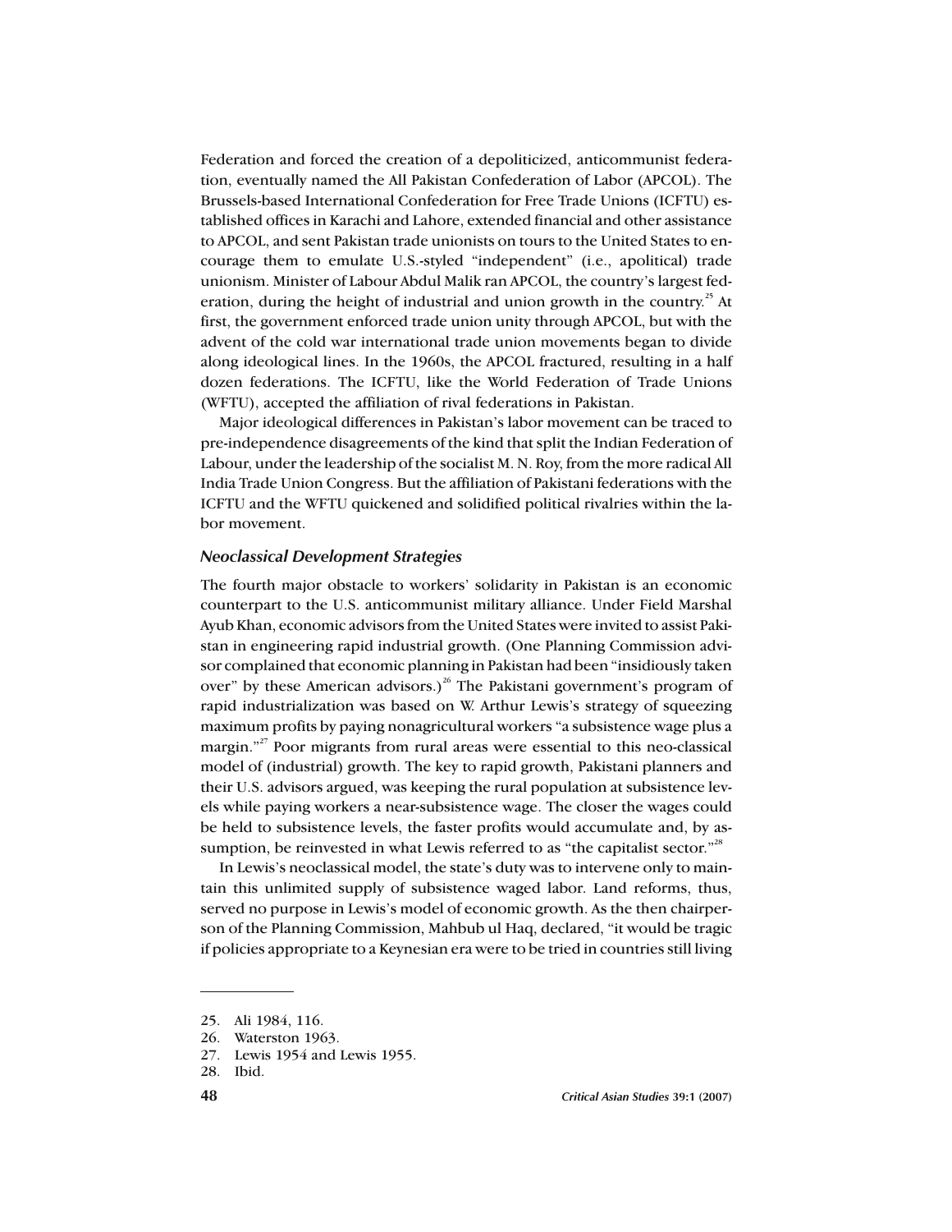Federation and forced the creation of a depoliticized, anticommunist federation, eventually named the All Pakistan Confederation of Labor (APCOL). The Brussels-based International Confederation for Free Trade Unions (ICFTU) established offices in Karachi and Lahore, extended financial and other assistance to APCOL, and sent Pakistan trade unionists on tours to the United States to encourage them to emulate U.S.-styled "independent" (i.e., apolitical) trade unionism. Minister of Labour Abdul Malik ran APCOL, the country's largest federation, during the height of industrial and union growth in the country.[25] At first, the government enforced trade union unity through APCOL, but with the advent of the cold war international trade union movements began to divide along ideological lines. In the 1960s, the APCOL fractured, resulting in a half dozen federations. The ICFTU, like the World Federation of Trade Unions (WFTU), accepted the affiliation of rival federations in Pakistan.

Major ideological differences in Pakistan's labor movement can be traced to pre-independence disagreements of the kind that split the Indian Federation of Labour, under the leadership of the socialist M. N. Roy, from the more radical All India Trade Union Congress. But the affiliation of Pakistani federations with the ICFTU and the WFTU quickened and solidified political rivalries within the labor movement.

### *Neoclassical Development Strategies*

The fourth major obstacle to workers' solidarity in Pakistan is an economic counterpart to the U.S. anticommunist military alliance. Under Field Marshal Ayub Khan, economic advisors from the United States were invited to assist Pakistan in engineering rapid industrial growth. (One Planning Commission advisor complained that economic planning in Pakistan had been "insidiously taken over" by these American advisors.)[26] The Pakistani government's program of rapid industrialization was based on W. Arthur Lewis's strategy of squeezing maximum profits by paying nonagricultural workers "a subsistence wage plus a margin."[27] Poor migrants from rural areas were essential to this neo-classical model of (industrial) growth. The key to rapid growth, Pakistani planners and their U.S. advisors argued, was keeping the rural population at subsistence levels while paying workers a near-subsistence wage. The closer the wages could be held to subsistence levels, the faster profits would accumulate and, by assumption, be reinvested in what Lewis referred to as "the capitalist sector."[28]

In Lewis's neoclassical model, the state's duty was to intervene only to maintain this unlimited supply of subsistence waged labor. Land reforms, thus, served no purpose in Lewis's model of economic growth. As the then chairperson of the Planning Commission, Mahbub ul Haq, declared, "it would be tragic if policies appropriate to a Keynesian era were to be tried in countries still living

---

25. Ali 1984, 116.
26. Waterston 1963.
27. Lewis 1954 and Lewis 1955.
28. Ibid.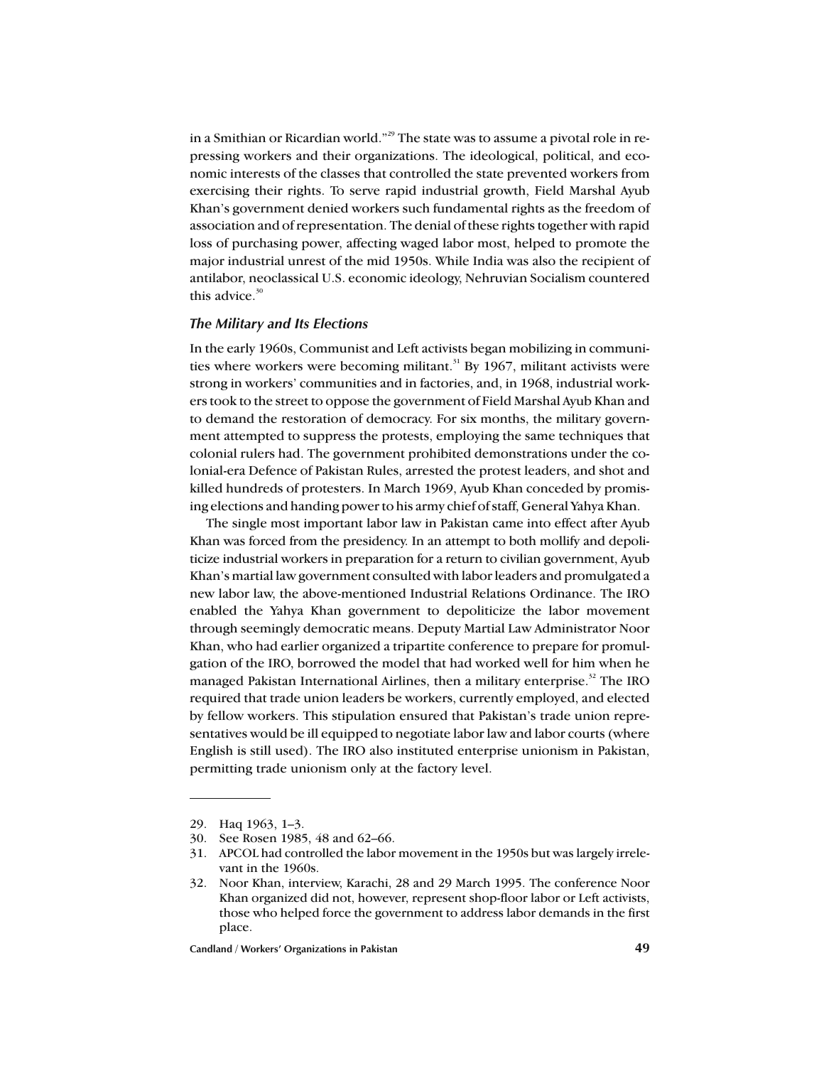in a Smithian or Ricardian world."[29] The state was to assume a pivotal role in repressing workers and their organizations. The ideological, political, and economic interests of the classes that controlled the state prevented workers from exercising their rights. To serve rapid industrial growth, Field Marshal Ayub Khan's government denied workers such fundamental rights as the freedom of association and of representation. The denial of these rights together with rapid loss of purchasing power, affecting waged labor most, helped to promote the major industrial unrest of the mid 1950s. While India was also the recipient of antilabor, neoclassical U.S. economic ideology, Nehruvian Socialism countered this advice.[30]

### *The Military and Its Elections*

In the early 1960s, Communist and Left activists began mobilizing in communities where workers were becoming militant.[31] By 1967, militant activists were strong in workers' communities and in factories, and, in 1968, industrial workers took to the street to oppose the government of Field Marshal Ayub Khan and to demand the restoration of democracy. For six months, the military government attempted to suppress the protests, employing the same techniques that colonial rulers had. The government prohibited demonstrations under the colonial-era Defence of Pakistan Rules, arrested the protest leaders, and shot and killed hundreds of protesters. In March 1969, Ayub Khan conceded by promising elections and handing power to his army chief of staff, General Yahya Khan.

The single most important labor law in Pakistan came into effect after Ayub Khan was forced from the presidency. In an attempt to both mollify and depoliticize industrial workers in preparation for a return to civilian government, Ayub Khan's martial law government consulted with labor leaders and promulgated a new labor law, the above-mentioned Industrial Relations Ordinance. The IRO enabled the Yahya Khan government to depoliticize the labor movement through seemingly democratic means. Deputy Martial Law Administrator Noor Khan, who had earlier organized a tripartite conference to prepare for promulgation of the IRO, borrowed the model that had worked well for him when he managed Pakistan International Airlines, then a military enterprise.[32] The IRO required that trade union leaders be workers, currently employed, and elected by fellow workers. This stipulation ensured that Pakistan's trade union representatives would be ill equipped to negotiate labor law and labor courts (where English is still used). The IRO also instituted enterprise unionism in Pakistan, permitting trade unionism only at the factory level.

---

29. Haq 1963, 1–3.
30. See Rosen 1985, 48 and 62–66.
31. APCOL had controlled the labor movement in the 1950s but was largely irrelevant in the 1960s.
32. Noor Khan, interview, Karachi, 28 and 29 March 1995. The conference Noor Khan organized did not, however, represent shop-floor labor or Left activists, those who helped force the government to address labor demands in the first place.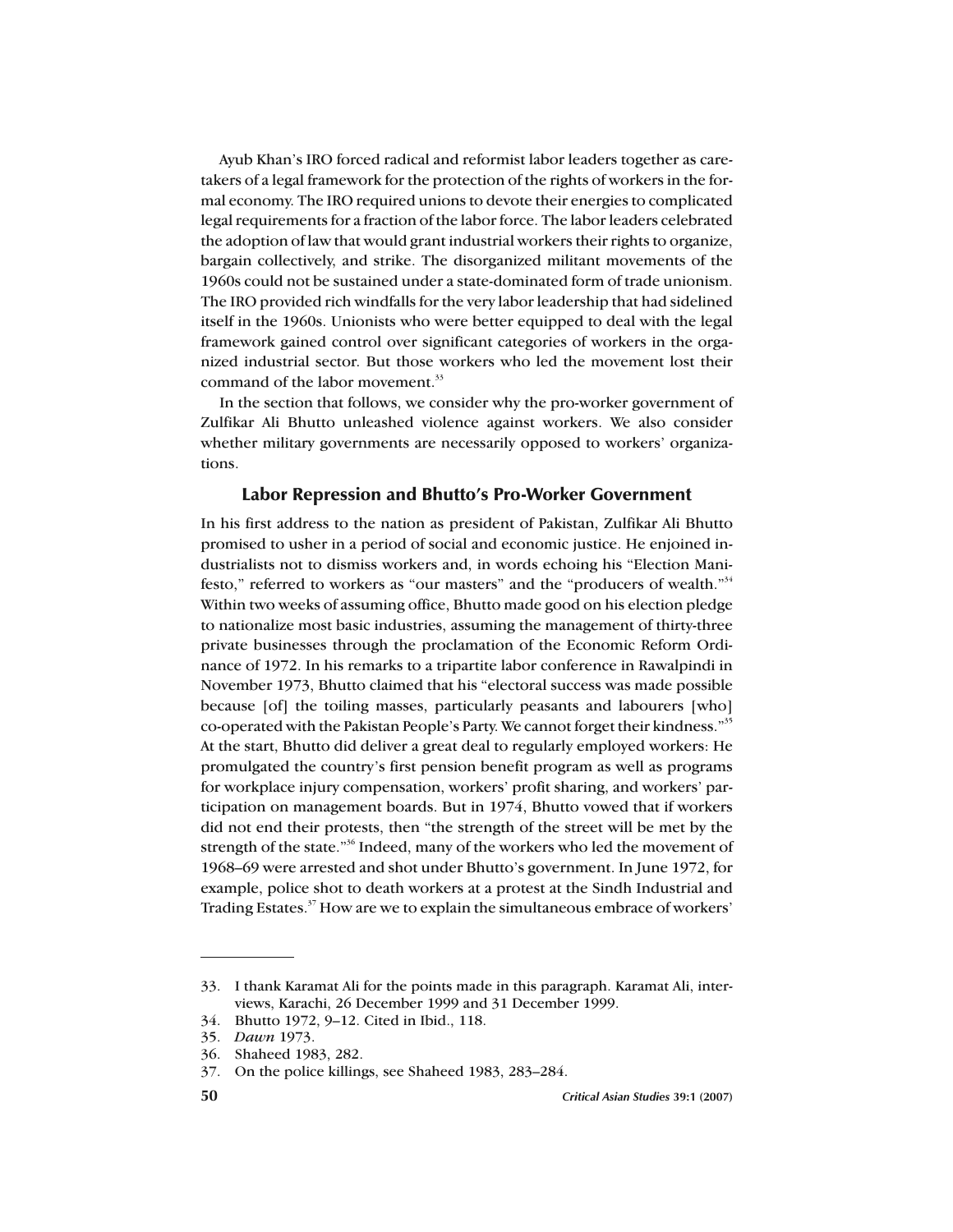Ayub Khan's IRO forced radical and reformist labor leaders together as caretakers of a legal framework for the protection of the rights of workers in the formal economy. The IRO required unions to devote their energies to complicated legal requirements for a fraction of the labor force. The labor leaders celebrated the adoption of law that would grant industrial workers their rights to organize, bargain collectively, and strike. The disorganized militant movements of the 1960s could not be sustained under a state-dominated form of trade unionism. The IRO provided rich windfalls for the very labor leadership that had sidelined itself in the 1960s. Unionists who were better equipped to deal with the legal framework gained control over significant categories of workers in the organized industrial sector. But those workers who led the movement lost their command of the labor movement.[33]

In the section that follows, we consider why the pro-worker government of Zulfikar Ali Bhutto unleashed violence against workers. We also consider whether military governments are necessarily opposed to workers' organizations.

## Labor Repression and Bhutto's Pro-Worker Government

In his first address to the nation as president of Pakistan, Zulfikar Ali Bhutto promised to usher in a period of social and economic justice. He enjoined industrialists not to dismiss workers and, in words echoing his "Election Manifesto," referred to workers as "our masters" and the "producers of wealth."[34] Within two weeks of assuming office, Bhutto made good on his election pledge to nationalize most basic industries, assuming the management of thirty-three private businesses through the proclamation of the Economic Reform Ordinance of 1972. In his remarks to a tripartite labor conference in Rawalpindi in November 1973, Bhutto claimed that his "electoral success was made possible because [of] the toiling masses, particularly peasants and labourers [who] co-operated with the Pakistan People's Party. We cannot forget their kindness."[35] At the start, Bhutto did deliver a great deal to regularly employed workers: He promulgated the country's first pension benefit program as well as programs for workplace injury compensation, workers' profit sharing, and workers' participation on management boards. But in 1974, Bhutto vowed that if workers did not end their protests, then "the strength of the street will be met by the strength of the state."[36] Indeed, many of the workers who led the movement of 1968–69 were arrested and shot under Bhutto's government. In June 1972, for example, police shot to death workers at a protest at the Sindh Industrial and Trading Estates.[37] How are we to explain the simultaneous embrace of workers'

---

33. I thank Karamat Ali for the points made in this paragraph. Karamat Ali, interviews, Karachi, 26 December 1999 and 31 December 1999.
34. Bhutto 1972, 9–12. Cited in Ibid., 118.
35. *Dawn* 1973.
36. Shaheed 1983, 282.
37. On the police killings, see Shaheed 1983, 283–284.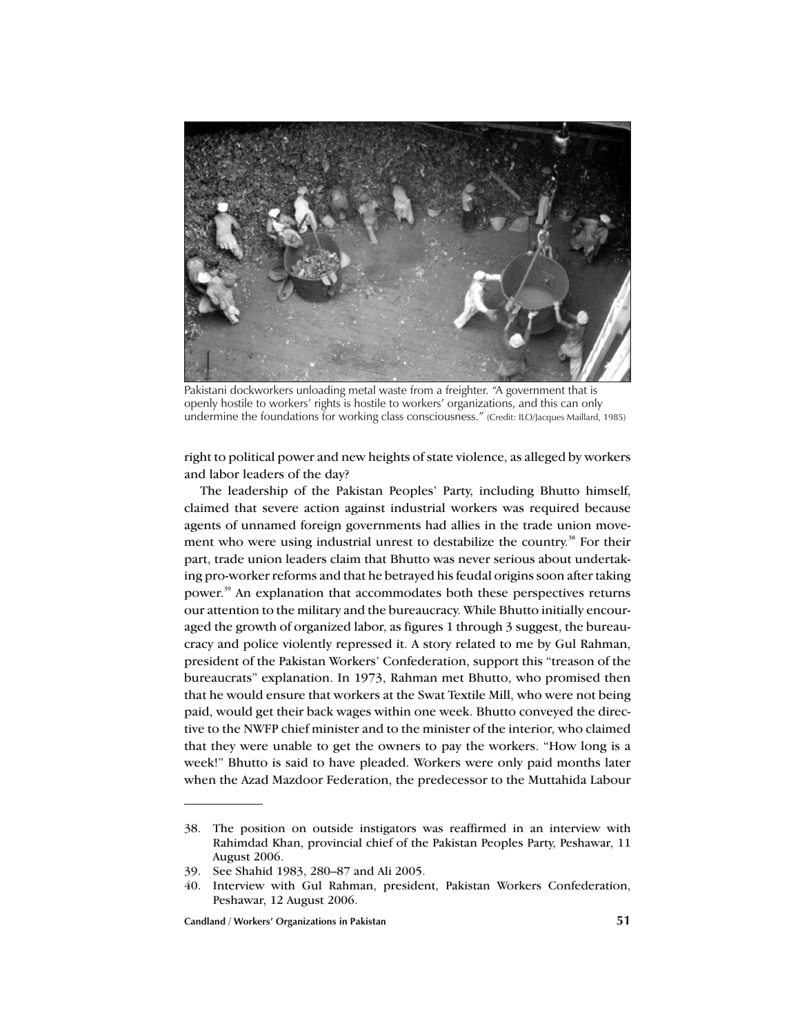Pakistani dockworkers unloading metal waste from a freighter. "A government that is openly hostile to workers' rights is hostile to workers' organizations, and this can only undermine the foundations for working class consciousness." (Credit: ILO/Jacques Maillard, 1985)

right to political power and new heights of state violence, as alleged by workers and labor leaders of the day?

The leadership of the Pakistan Peoples' Party, including Bhutto himself, claimed that severe action against industrial workers was required because agents of unnamed foreign governments had allies in the trade union movement who were using industrial unrest to destabilize the country.[38] For their part, trade union leaders claim that Bhutto was never serious about undertaking pro-worker reforms and that he betrayed his feudal origins soon after taking power.[39] An explanation that accommodates both these perspectives returns our attention to the military and the bureaucracy. While Bhutto initially encouraged the growth of organized labor, as figures 1 through 3 suggest, the bureaucracy and police violently repressed it. A story related to me by Gul Rahman, president of the Pakistan Workers' Confederation, support this "treason of the bureaucrats" explanation. In 1973, Rahman met Bhutto, who promised then that he would ensure that workers at the Swat Textile Mill, who were not being paid, would get their back wages within one week. Bhutto conveyed the directive to the NWFP chief minister and to the minister of the interior, who claimed that they were unable to get the owners to pay the workers. "How long is a week!" Bhutto is said to have pleaded. Workers were only paid months later when the Azad Mazdoor Federation, the predecessor to the Muttahida Labour

---

38. The position on outside instigators was reaffirmed in an interview with Rahimdad Khan, provincial chief of the Pakistan Peoples Party, Peshawar, 11 August 2006.
39. See Shahid 1983, 280–87 and Ali 2005.
40. Interview with Gul Rahman, president, Pakistan Workers Confederation, Peshawar, 12 August 2006.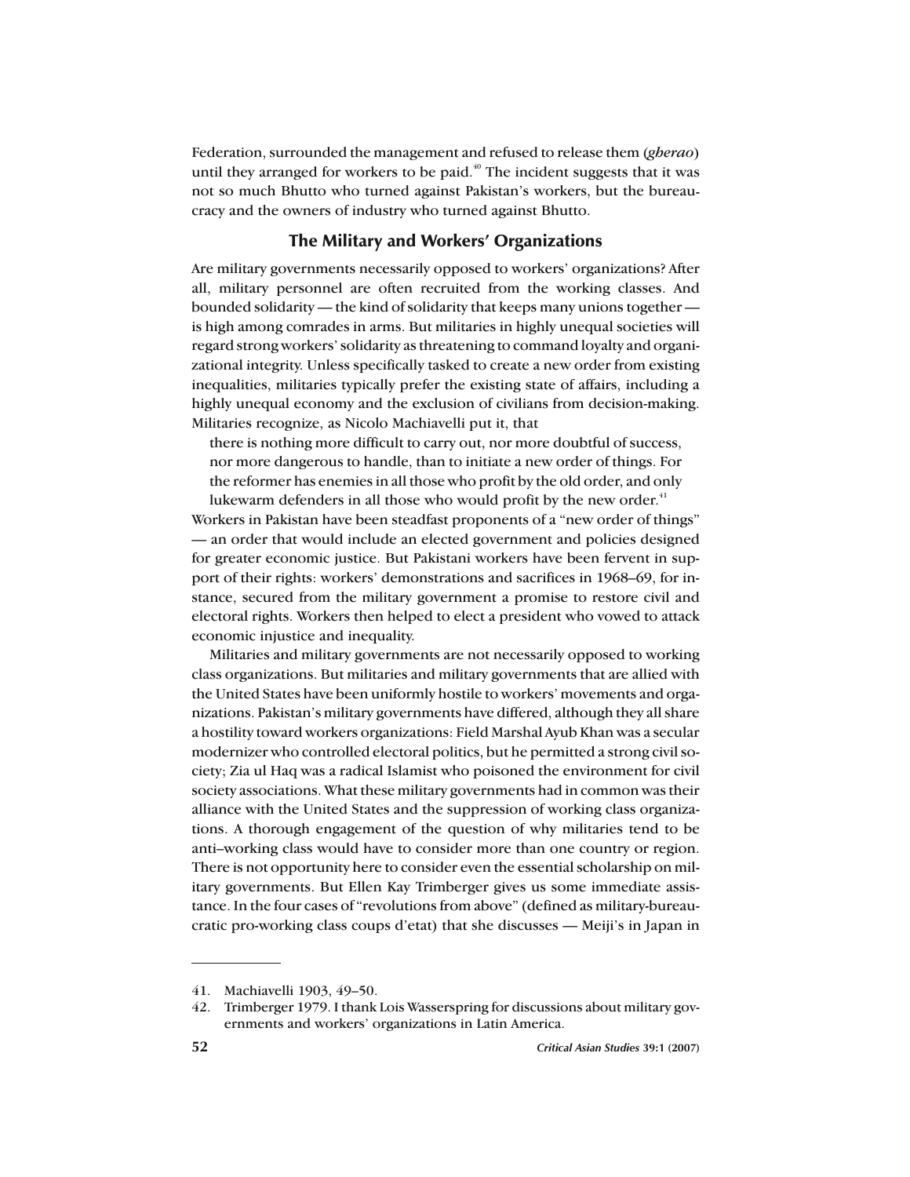Federation, surrounded the management and refused to release them (*gherao*) until they arranged for workers to be paid.[40] The incident suggests that it was not so much Bhutto who turned against Pakistan's workers, but the bureaucracy and the owners of industry who turned against Bhutto.

## The Military and Workers' Organizations

Are military governments necessarily opposed to workers' organizations? After all, military personnel are often recruited from the working classes. And bounded solidarity — the kind of solidarity that keeps many unions together — is high among comrades in arms. But militaries in highly unequal societies will regard strong workers' solidarity as threatening to command loyalty and organizational integrity. Unless specifically tasked to create a new order from existing inequalities, militaries typically prefer the existing state of affairs, including a highly unequal economy and the exclusion of civilians from decision-making. Militaries recognize, as Nicolo Machiavelli put it, that

> there is nothing more difficult to carry out, nor more doubtful of success, nor more dangerous to handle, than to initiate a new order of things. For the reformer has enemies in all those who profit by the old order, and only lukewarm defenders in all those who would profit by the new order.[41]

Workers in Pakistan have been steadfast proponents of a "new order of things" — an order that would include an elected government and policies designed for greater economic justice. But Pakistani workers have been fervent in support of their rights: workers' demonstrations and sacrifices in 1968–69, for instance, secured from the military government a promise to restore civil and electoral rights. Workers then helped to elect a president who vowed to attack economic injustice and inequality.

Militaries and military governments are not necessarily opposed to working class organizations. But militaries and military governments that are allied with the United States have been uniformly hostile to workers' movements and organizations. Pakistan's military governments have differed, although they all share a hostility toward workers organizations: Field Marshal Ayub Khan was a secular modernizer who controlled electoral politics, but he permitted a strong civil society; Zia ul Haq was a radical Islamist who poisoned the environment for civil society associations. What these military governments had in common was their alliance with the United States and the suppression of working class organizations. A thorough engagement of the question of why militaries tend to be anti–working class would have to consider more than one country or region. There is not opportunity here to consider even the essential scholarship on military governments. But Ellen Kay Trimberger gives us some immediate assistance. In the four cases of "revolutions from above" (defined as military-bureaucratic pro-working class coups d'etat) that she discusses — Meiji's in Japan in

---

41. Machiavelli 1903, 49–50.
42. Trimberger 1979. I thank Lois Wasserspring for discussions about military governments and workers' organizations in Latin America.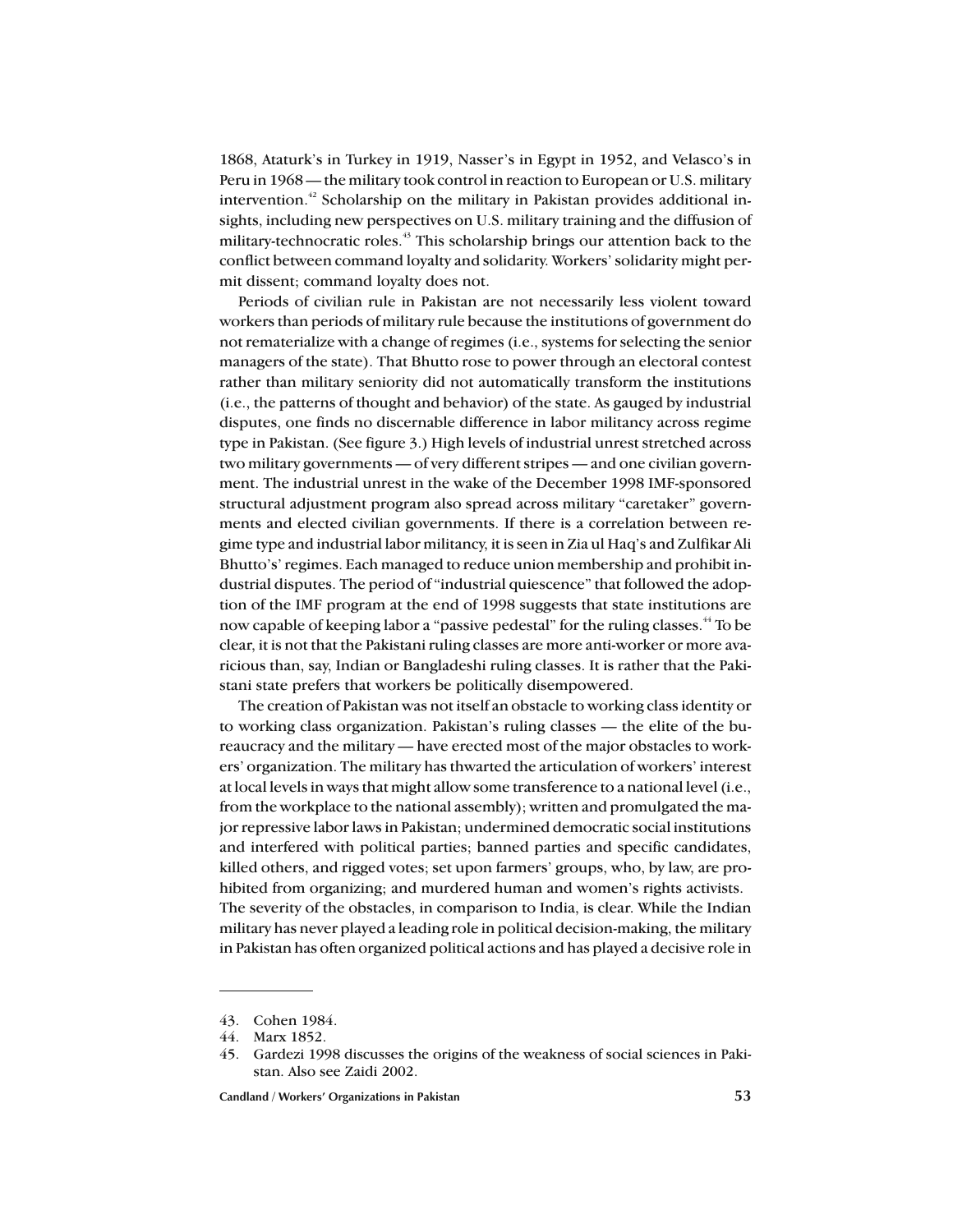1868, Ataturk's in Turkey in 1919, Nasser's in Egypt in 1952, and Velasco's in Peru in 1968 — the military took control in reaction to European or U.S. military intervention.[42] Scholarship on the military in Pakistan provides additional insights, including new perspectives on U.S. military training and the diffusion of military-technocratic roles.[43] This scholarship brings our attention back to the conflict between command loyalty and solidarity. Workers' solidarity might permit dissent; command loyalty does not.

Periods of civilian rule in Pakistan are not necessarily less violent toward workers than periods of military rule because the institutions of government do not rematerialize with a change of regimes (i.e., systems for selecting the senior managers of the state). That Bhutto rose to power through an electoral contest rather than military seniority did not automatically transform the institutions (i.e., the patterns of thought and behavior) of the state. As gauged by industrial disputes, one finds no discernable difference in labor militancy across regime type in Pakistan. (See figure 3.) High levels of industrial unrest stretched across two military governments — of very different stripes — and one civilian government. The industrial unrest in the wake of the December 1998 IMF-sponsored structural adjustment program also spread across military "caretaker" governments and elected civilian governments. If there is a correlation between regime type and industrial labor militancy, it is seen in Zia ul Haq's and Zulfikar Ali Bhutto's' regimes. Each managed to reduce union membership and prohibit industrial disputes. The period of "industrial quiescence" that followed the adoption of the IMF program at the end of 1998 suggests that state institutions are now capable of keeping labor a "passive pedestal" for the ruling classes.[44] To be clear, it is not that the Pakistani ruling classes are more anti-worker or more avaricious than, say, Indian or Bangladeshi ruling classes. It is rather that the Pakistani state prefers that workers be politically disempowered.

The creation of Pakistan was not itself an obstacle to working class identity or to working class organization. Pakistan's ruling classes — the elite of the bureaucracy and the military — have erected most of the major obstacles to workers' organization. The military has thwarted the articulation of workers' interest at local levels in ways that might allow some transference to a national level (i.e., from the workplace to the national assembly); written and promulgated the major repressive labor laws in Pakistan; undermined democratic social institutions and interfered with political parties; banned parties and specific candidates, killed others, and rigged votes; set upon farmers' groups, who, by law, are prohibited from organizing; and murdered human and women's rights activists. The severity of the obstacles, in comparison to India, is clear. While the Indian military has never played a leading role in political decision-making, the military in Pakistan has often organized political actions and has played a decisive role in

43. Cohen 1984.
44. Marx 1852.
45. Gardezi 1998 discusses the origins of the weakness of social sciences in Pakistan. Also see Zaidi 2002.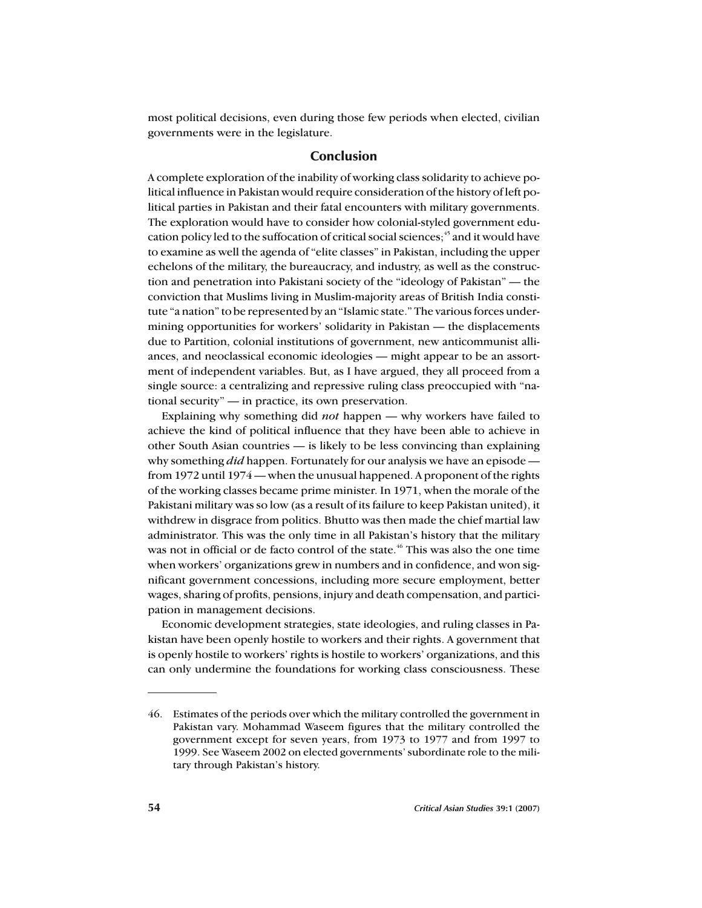most political decisions, even during those few periods when elected, civilian governments were in the legislature.

## Conclusion

A complete exploration of the inability of working class solidarity to achieve political influence in Pakistan would require consideration of the history of left political parties in Pakistan and their fatal encounters with military governments. The exploration would have to consider how colonial-styled government education policy led to the suffocation of critical social sciences;[45] and it would have to examine as well the agenda of "elite classes" in Pakistan, including the upper echelons of the military, the bureaucracy, and industry, as well as the construction and penetration into Pakistani society of the "ideology of Pakistan" — the conviction that Muslims living in Muslim-majority areas of British India constitute "a nation" to be represented by an "Islamic state." The various forces undermining opportunities for workers' solidarity in Pakistan — the displacements due to Partition, colonial institutions of government, new anticommunist alliances, and neoclassical economic ideologies — might appear to be an assortment of independent variables. But, as I have argued, they all proceed from a single source: a centralizing and repressive ruling class preoccupied with "national security" — in practice, its own preservation.

Explaining why something did *not* happen — why workers have failed to achieve the kind of political influence that they have been able to achieve in other South Asian countries — is likely to be less convincing than explaining why something *did* happen. Fortunately for our analysis we have an episode — from 1972 until 1974 — when the unusual happened. A proponent of the rights of the working classes became prime minister. In 1971, when the morale of the Pakistani military was so low (as a result of its failure to keep Pakistan united), it withdrew in disgrace from politics. Bhutto was then made the chief martial law administrator. This was the only time in all Pakistan's history that the military was not in official or de facto control of the state.[46] This was also the one time when workers' organizations grew in numbers and in confidence, and won significant government concessions, including more secure employment, better wages, sharing of profits, pensions, injury and death compensation, and participation in management decisions.

Economic development strategies, state ideologies, and ruling classes in Pakistan have been openly hostile to workers and their rights. A government that is openly hostile to workers' rights is hostile to workers' organizations, and this can only undermine the foundations for working class consciousness. These

---

46. Estimates of the periods over which the military controlled the government in Pakistan vary. Mohammad Waseem figures that the military controlled the government except for seven years, from 1973 to 1977 and from 1997 to 1999. See Waseem 2002 on elected governments' subordinate role to the military through Pakistan's history.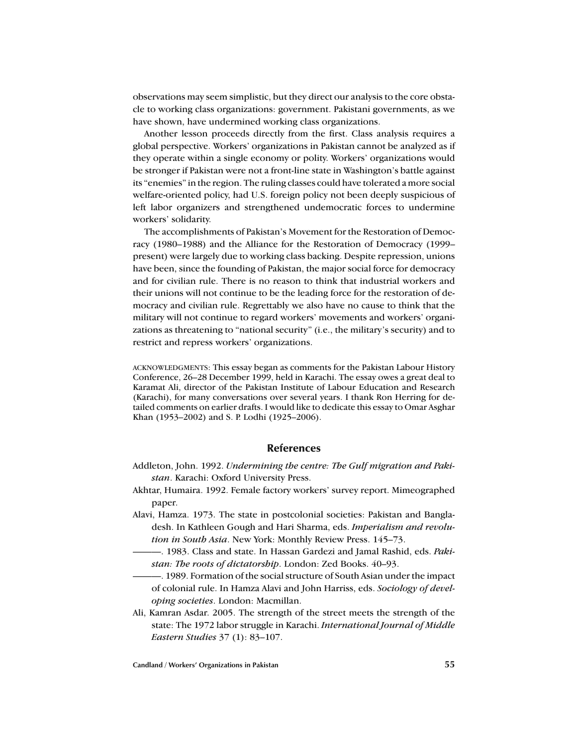observations may seem simplistic, but they direct our analysis to the core obstacle to working class organizations: government. Pakistani governments, as we have shown, have undermined working class organizations.

Another lesson proceeds directly from the first. Class analysis requires a global perspective. Workers' organizations in Pakistan cannot be analyzed as if they operate within a single economy or polity. Workers' organizations would be stronger if Pakistan were not a front-line state in Washington's battle against its "enemies" in the region. The ruling classes could have tolerated a more social welfare-oriented policy, had U.S. foreign policy not been deeply suspicious of left labor organizers and strengthened undemocratic forces to undermine workers' solidarity.

The accomplishments of Pakistan's Movement for the Restoration of Democracy (1980–1988) and the Alliance for the Restoration of Democracy (1999–present) were largely due to working class backing. Despite repression, unions have been, since the founding of Pakistan, the major social force for democracy and for civilian rule. There is no reason to think that industrial workers and their unions will not continue to be the leading force for the restoration of democracy and civilian rule. Regrettably we also have no cause to think that the military will not continue to regard workers' movements and workers' organizations as threatening to "national security" (i.e., the military's security) and to restrict and repress workers' organizations.

ACKNOWLEDGMENTS: This essay began as comments for the Pakistan Labour History Conference, 26–28 December 1999, held in Karachi. The essay owes a great deal to Karamat Ali, director of the Pakistan Institute of Labour Education and Research (Karachi), for many conversations over several years. I thank Ron Herring for detailed comments on earlier drafts. I would like to dedicate this essay to Omar Asghar Khan (1953–2002) and S. P. Lodhi (1925–2006).

## References

Addleton, John. 1992. *Undermining the centre: The Gulf migration and Pakistan*. Karachi: Oxford University Press.

Akhtar, Humaira. 1992. Female factory workers' survey report. Mimeographed paper.

Alavi, Hamza. 1973. The state in postcolonial societies: Pakistan and Bangladesh. In Kathleen Gough and Hari Sharma, eds. *Imperialism and revolution in South Asia*. New York: Monthly Review Press. 145–73.

———. 1983. Class and state. In Hassan Gardezi and Jamal Rashid, eds. *Pakistan: The roots of dictatorship*. London: Zed Books. 40–93.

———. 1989. Formation of the social structure of South Asian under the impact of colonial rule. In Hamza Alavi and John Harriss, eds. *Sociology of developing societies*. London: Macmillan.

Ali, Kamran Asdar. 2005. The strength of the street meets the strength of the state: The 1972 labor struggle in Karachi. *International Journal of Middle Eastern Studies* 37 (1): 83–107.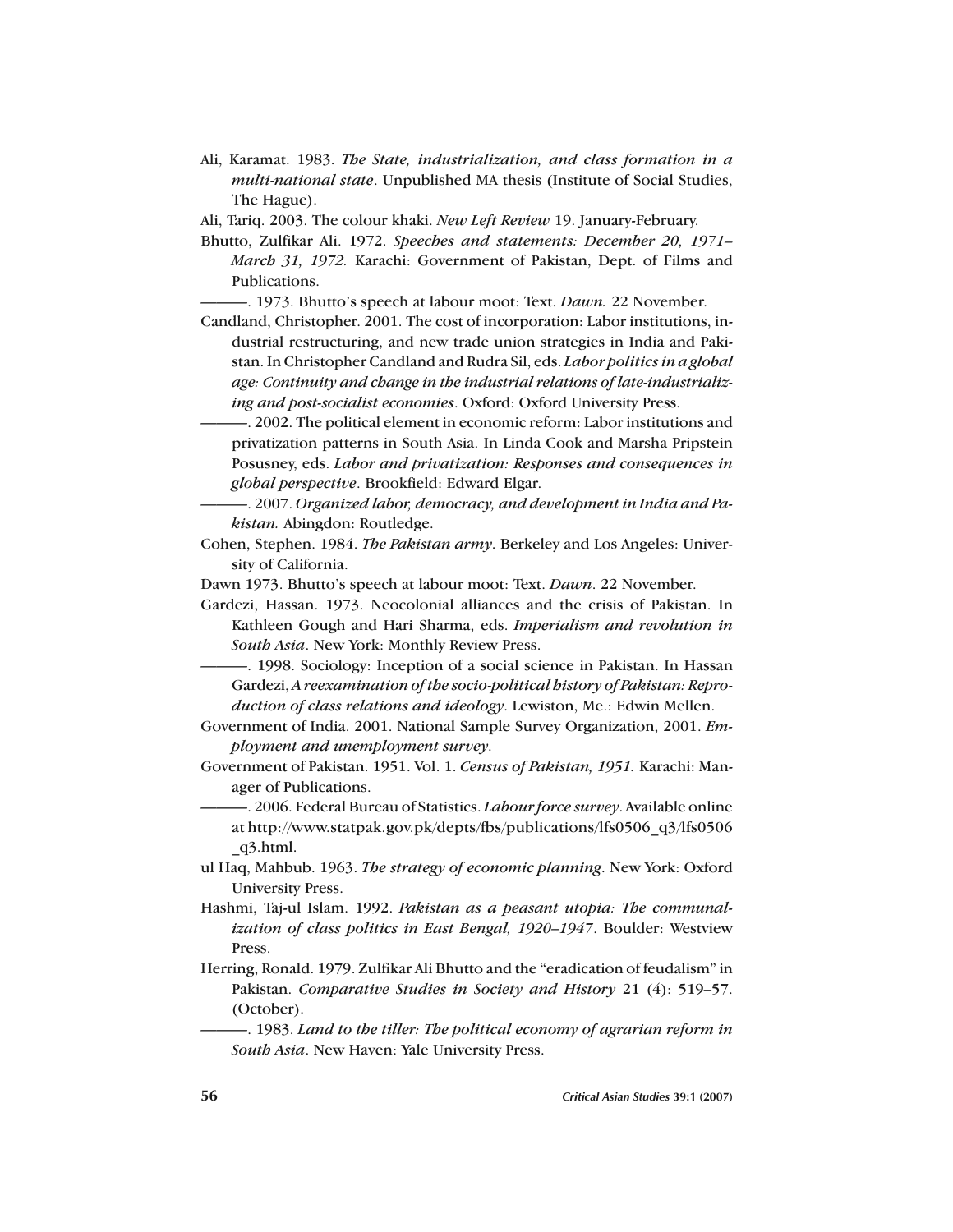Ali, Karamat. 1983. *The State, industrialization, and class formation in a multi-national state*. Unpublished MA thesis (Institute of Social Studies, The Hague).

Ali, Tariq. 2003. The colour khaki. *New Left Review* 19. January-February.

Bhutto, Zulfikar Ali. 1972. *Speeches and statements: December 20, 1971–March 31, 1972.* Karachi: Government of Pakistan, Dept. of Films and Publications.

———. 1973. Bhutto's speech at labour moot: Text. *Dawn.* 22 November.

Candland, Christopher. 2001. The cost of incorporation: Labor institutions, industrial restructuring, and new trade union strategies in India and Pakistan. In Christopher Candland and Rudra Sil, eds. *Labor politics in a global age: Continuity and change in the industrial relations of late-industrializing and post-socialist economies*. Oxford: Oxford University Press.

———. 2002. The political element in economic reform: Labor institutions and privatization patterns in South Asia. In Linda Cook and Marsha Pripstein Posusney, eds. *Labor and privatization: Responses and consequences in global perspective*. Brookfield: Edward Elgar.

———. 2007. *Organized labor, democracy, and development in India and Pakistan.* Abingdon: Routledge.

Cohen, Stephen. 1984. *The Pakistan army*. Berkeley and Los Angeles: University of California.

Dawn 1973. Bhutto's speech at labour moot: Text. *Dawn*. 22 November.

Gardezi, Hassan. 1973. Neocolonial alliances and the crisis of Pakistan. In Kathleen Gough and Hari Sharma, eds. *Imperialism and revolution in South Asia*. New York: Monthly Review Press.

———. 1998. Sociology: Inception of a social science in Pakistan. In Hassan Gardezi, *A reexamination of the socio-political history of Pakistan: Reproduction of class relations and ideology*. Lewiston, Me.: Edwin Mellen.

Government of India. 2001. National Sample Survey Organization, 2001. *Employment and unemployment survey*.

Government of Pakistan. 1951. Vol. 1. *Census of Pakistan, 1951.* Karachi: Manager of Publications.

———. 2006. Federal Bureau of Statistics. *Labour force survey*. Available online at http://www.statpak.gov.pk/depts/fbs/publications/lfs0506_q3/lfs0506_q3.html.

ul Haq, Mahbub. 1963. *The strategy of economic planning*. New York: Oxford University Press.

Hashmi, Taj-ul Islam. 1992. *Pakistan as a peasant utopia: The communalization of class politics in East Bengal, 1920–1947*. Boulder: Westview Press.

Herring, Ronald. 1979. Zulfikar Ali Bhutto and the "eradication of feudalism" in Pakistan. *Comparative Studies in Society and History* 21 (4): 519–57. (October).

———. 1983. *Land to the tiller: The political economy of agrarian reform in South Asia*. New Haven: Yale University Press.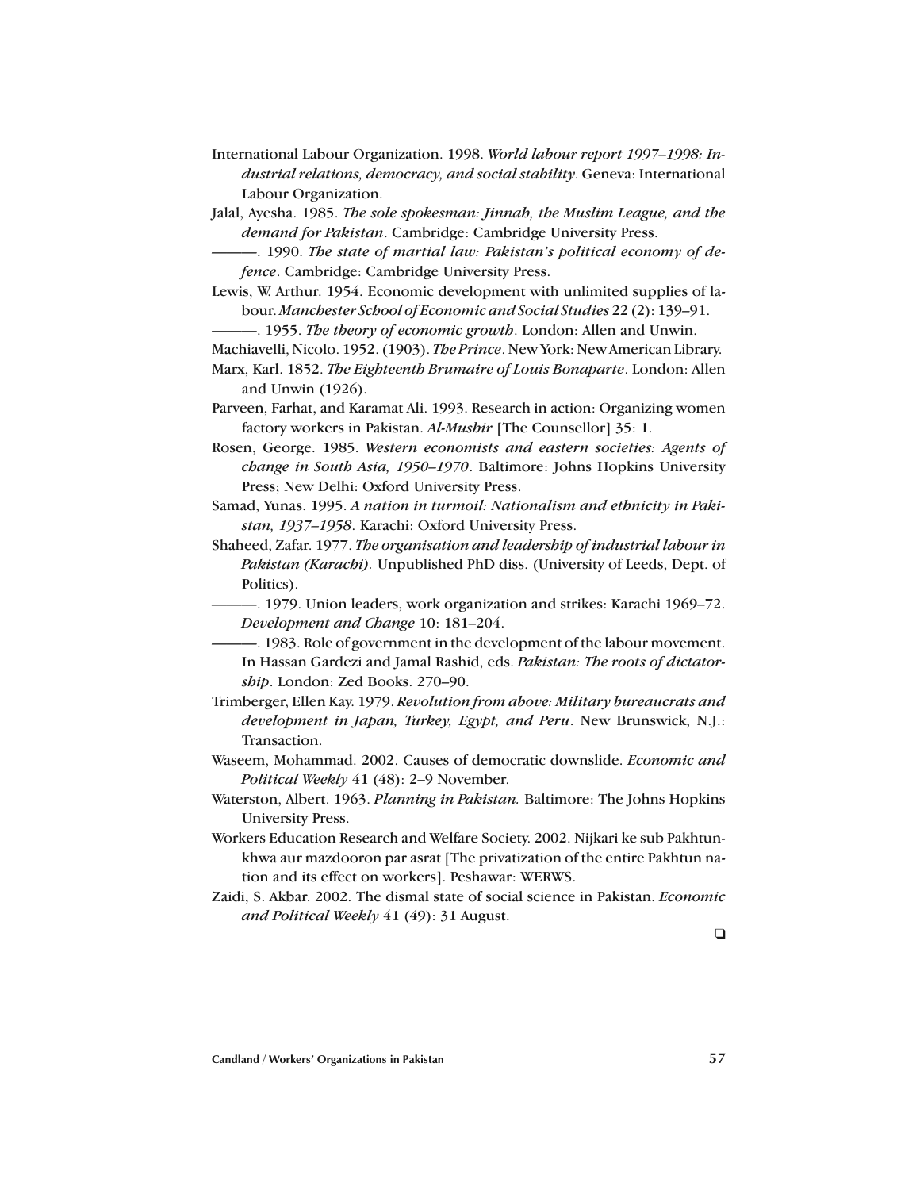International Labour Organization. 1998. *World labour report 1997–1998: Industrial relations, democracy, and social stability*. Geneva: International Labour Organization.

Jalal, Ayesha. 1985. *The sole spokesman: Jinnah, the Muslim League, and the demand for Pakistan*. Cambridge: Cambridge University Press.

———. 1990. *The state of martial law: Pakistan's political economy of defence*. Cambridge: Cambridge University Press.

Lewis, W. Arthur. 1954. Economic development with unlimited supplies of labour. *Manchester School of Economic and Social Studies* 22 (2): 139–91.

———. 1955. *The theory of economic growth*. London: Allen and Unwin.

Machiavelli, Nicolo. 1952. (1903). *The Prince*. New York: New American Library.

Marx, Karl. 1852. *The Eighteenth Brumaire of Louis Bonaparte*. London: Allen and Unwin (1926).

Parveen, Farhat, and Karamat Ali. 1993. Research in action: Organizing women factory workers in Pakistan. *Al-Mushir* [The Counsellor] 35: 1.

Rosen, George. 1985. *Western economists and eastern societies: Agents of change in South Asia, 1950–1970*. Baltimore: Johns Hopkins University Press; New Delhi: Oxford University Press.

Samad, Yunas. 1995. *A nation in turmoil: Nationalism and ethnicity in Pakistan, 1937–1958*. Karachi: Oxford University Press.

Shaheed, Zafar. 1977. *The organisation and leadership of industrial labour in Pakistan (Karachi)*. Unpublished PhD diss. (University of Leeds, Dept. of Politics).

———. 1979. Union leaders, work organization and strikes: Karachi 1969–72. *Development and Change* 10: 181–204.

———. 1983. Role of government in the development of the labour movement. In Hassan Gardezi and Jamal Rashid, eds. *Pakistan: The roots of dictatorship*. London: Zed Books. 270–90.

Trimberger, Ellen Kay. 1979. *Revolution from above: Military bureaucrats and development in Japan, Turkey, Egypt, and Peru*. New Brunswick, N.J.: Transaction.

Waseem, Mohammad. 2002. Causes of democratic downslide. *Economic and Political Weekly* 41 (48): 2–9 November.

Waterston, Albert. 1963. *Planning in Pakistan.* Baltimore: The Johns Hopkins University Press.

Workers Education Research and Welfare Society. 2002. Nijkari ke sub Pakhtunkhwa aur mazdooron par asrat [The privatization of the entire Pakhtun nation and its effect on workers]. Peshawar: WERWS.

Zaidi, S. Akbar. 2002. The dismal state of social science in Pakistan. *Economic and Political Weekly* 41 (49): 31 August.

❑